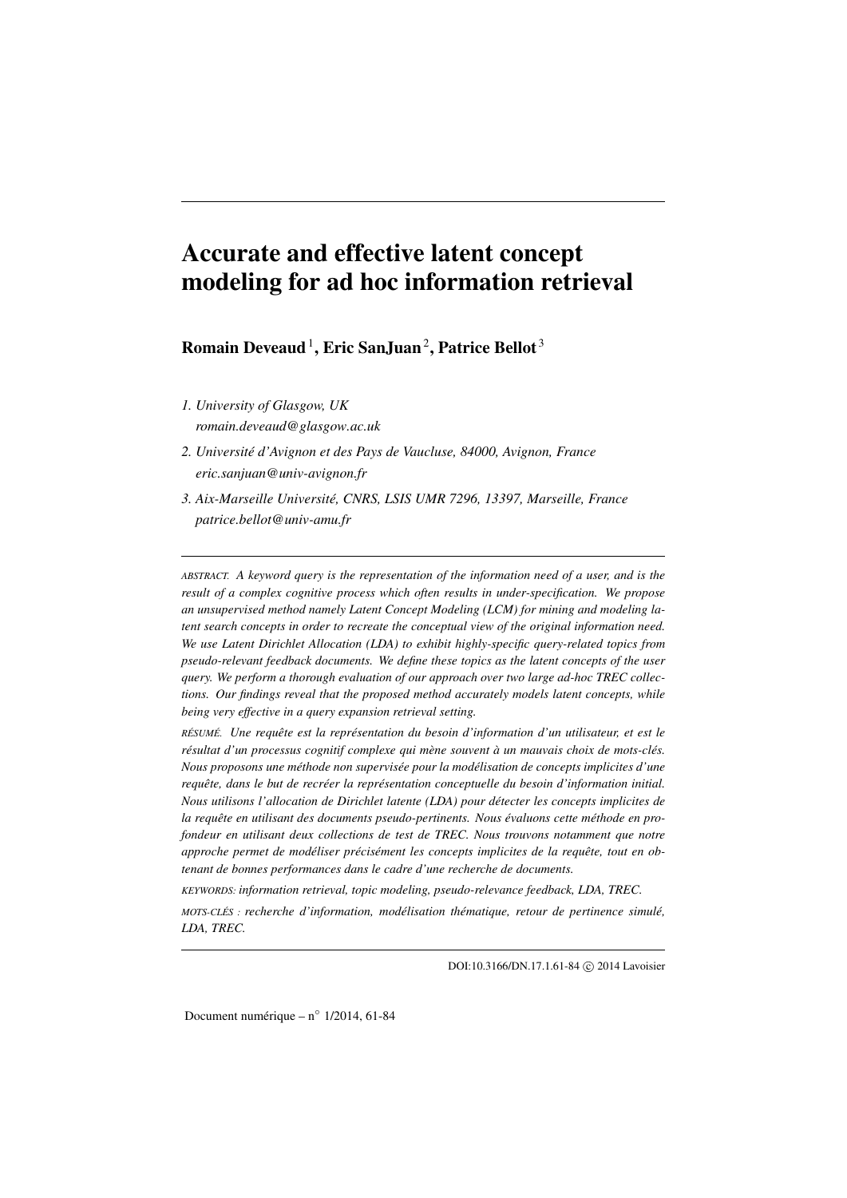# Accurate and effective latent concept modeling for ad hoc information retrieval

**Romain Deveaud** [1], **Eric SanJuan** [2], **Patrice Bellot** [3]

1. *University of Glasgow, UK*
   *romain.deveaud@glasgow.ac.uk*
2. *Université d'Avignon et des Pays de Vaucluse, 84000, Avignon, France*
   *eric.sanjuan@univ-avignon.fr*
3. *Aix-Marseille Université, CNRS, LSIS UMR 7296, 13397, Marseille, France*
   *patrice.bellot@univ-amu.fr*

---

ABSTRACT. *A keyword query is the representation of the information need of a user, and is the result of a complex cognitive process which often results in under-specification. We propose an unsupervised method namely Latent Concept Modeling (LCM) for mining and modeling latent search concepts in order to recreate the conceptual view of the original information need. We use Latent Dirichlet Allocation (LDA) to exhibit highly-specific query-related topics from pseudo-relevant feedback documents. We define these topics as the latent concepts of the user query. We perform a thorough evaluation of our approach over two large ad-hoc TREC collections. Our findings reveal that the proposed method accurately models latent concepts, while being very effective in a query expansion retrieval setting.*

RÉSUMÉ. *Une requête est la représentation du besoin d'information d'un utilisateur, et est le résultat d'un processus cognitif complexe qui mène souvent à un mauvais choix de mots-clés. Nous proposons une méthode non supervisée pour la modélisation de concepts implicites d'une requête, dans le but de recréer la représentation conceptuelle du besoin d'information initial. Nous utilisons l'allocation de Dirichlet latente (LDA) pour détecter les concepts implicites de la requête en utilisant des documents pseudo-pertinents. Nous évaluons cette méthode en profondeur en utilisant deux collections de test de TREC. Nous trouvons notamment que notre approche permet de modéliser précisément les concepts implicites de la requête, tout en obtenant de bonnes performances dans le cadre d'une recherche de documents.*

KEYWORDS: *information retrieval, topic modeling, pseudo-relevance feedback, LDA, TREC.*

MOTS-CLÉS : *recherche d'information, modélisation thématique, retour de pertinence simulé, LDA, TREC.*

---

DOI:10.3166/DN.17.1.61-84 © 2014 Lavoisier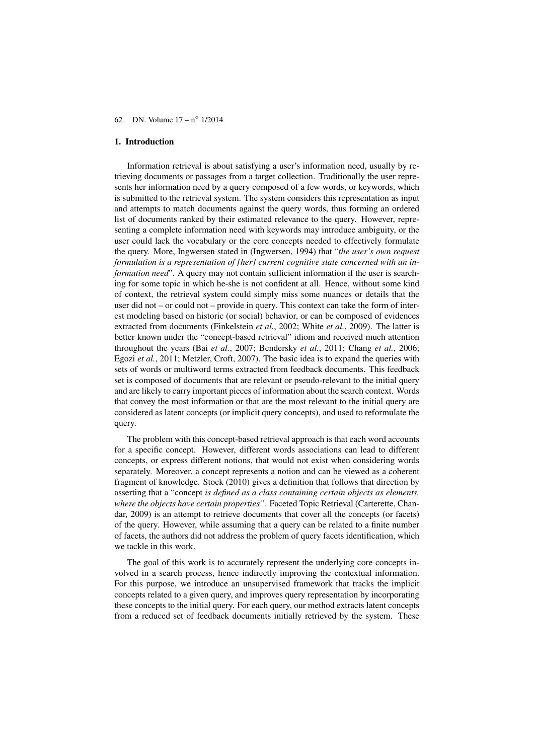## 1. Introduction

Information retrieval is about satisfying a user's information need, usually by retrieving documents or passages from a target collection. Traditionally the user represents her information need by a query composed of a few words, or keywords, which is submitted to the retrieval system. The system considers this representation as input and attempts to match documents against the query words, thus forming an ordered list of documents ranked by their estimated relevance to the query. However, representing a complete information need with keywords may introduce ambiguity, or the user could lack the vocabulary or the core concepts needed to effectively formulate the query. More, Ingwersen stated in (Ingwersen, 1994) that "*the user's own request formulation is a representation of [her] current cognitive state concerned with an information need*". A query may not contain sufficient information if the user is searching for some topic in which he-she is not confident at all. Hence, without some kind of context, the retrieval system could simply miss some nuances or details that the user did not – or could not – provide in query. This context can take the form of interest modeling based on historic (or social) behavior, or can be composed of evidences extracted from documents (Finkelstein *et al.*, 2002; White *et al.*, 2009). The latter is better known under the "concept-based retrieval" idiom and received much attention throughout the years (Bai *et al.*, 2007; Bendersky *et al.*, 2011; Chang *et al.*, 2006; Egozi *et al.*, 2011; Metzler, Croft, 2007). The basic idea is to expand the queries with sets of words or multiword terms extracted from feedback documents. This feedback set is composed of documents that are relevant or pseudo-relevant to the initial query and are likely to carry important pieces of information about the search context. Words that convey the most information or that are the most relevant to the initial query are considered as latent concepts (or implicit query concepts), and used to reformulate the query.

The problem with this concept-based retrieval approach is that each word accounts for a specific concept. However, different words associations can lead to different concepts, or express different notions, that would not exist when considering words separately. Moreover, a concept represents a notion and can be viewed as a coherent fragment of knowledge. Stock (2010) gives a definition that follows that direction by asserting that a "concept *is defined as a class containing certain objects as elements, where the objects have certain properties"*. Faceted Topic Retrieval (Carterette, Chandar, 2009) is an attempt to retrieve documents that cover all the concepts (or facets) of the query. However, while assuming that a query can be related to a finite number of facets, the authors did not address the problem of query facets identification, which we tackle in this work.

The goal of this work is to accurately represent the underlying core concepts involved in a search process, hence indirectly improving the contextual information. For this purpose, we introduce an unsupervised framework that tracks the implicit concepts related to a given query, and improves query representation by incorporating these concepts to the initial query. For each query, our method extracts latent concepts from a reduced set of feedback documents initially retrieved by the system. These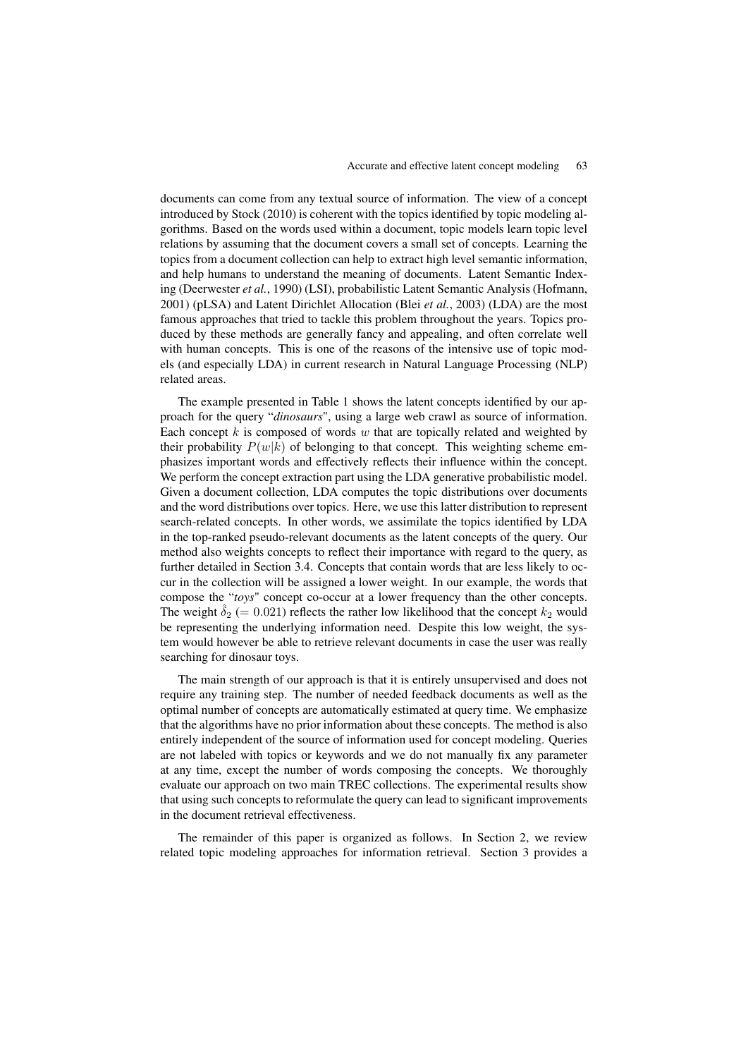documents can come from any textual source of information. The view of a concept introduced by Stock (2010) is coherent with the topics identified by topic modeling algorithms. Based on the words used within a document, topic models learn topic level relations by assuming that the document covers a small set of concepts. Learning the topics from a document collection can help to extract high level semantic information, and help humans to understand the meaning of documents. Latent Semantic Indexing (Deerwester *et al.*, 1990) (LSI), probabilistic Latent Semantic Analysis (Hofmann, 2001) (pLSA) and Latent Dirichlet Allocation (Blei *et al.*, 2003) (LDA) are the most famous approaches that tried to tackle this problem throughout the years. Topics produced by these methods are generally fancy and appealing, and often correlate well with human concepts. This is one of the reasons of the intensive use of topic models (and especially LDA) in current research in Natural Language Processing (NLP) related areas.

The example presented in Table 1 shows the latent concepts identified by our approach for the query "*dinosaurs*", using a large web crawl as source of information. Each concept $k$ is composed of words $w$ that are topically related and weighted by their probability $P(w|k)$ of belonging to that concept. This weighting scheme emphasizes important words and effectively reflects their influence within the concept. We perform the concept extraction part using the LDA generative probabilistic model. Given a document collection, LDA computes the topic distributions over documents and the word distributions over topics. Here, we use this latter distribution to represent search-related concepts. In other words, we assimilate the topics identified by LDA in the top-ranked pseudo-relevant documents as the latent concepts of the query. Our method also weights concepts to reflect their importance with regard to the query, as further detailed in Section 3.4. Concepts that contain words that are less likely to occur in the collection will be assigned a lower weight. In our example, the words that compose the "*toys*" concept co-occur at a lower frequency than the other concepts. The weight $\hat{\delta}_2$ $(= 0.021)$ reflects the rather low likelihood that the concept $k_2$ would be representing the underlying information need. Despite this low weight, the system would however be able to retrieve relevant documents in case the user was really searching for dinosaur toys.

The main strength of our approach is that it is entirely unsupervised and does not require any training step. The number of needed feedback documents as well as the optimal number of concepts are automatically estimated at query time. We emphasize that the algorithms have no prior information about these concepts. The method is also entirely independent of the source of information used for concept modeling. Queries are not labeled with topics or keywords and we do not manually fix any parameter at any time, except the number of words composing the concepts. We thoroughly evaluate our approach on two main TREC collections. The experimental results show that using such concepts to reformulate the query can lead to significant improvements in the document retrieval effectiveness.

The remainder of this paper is organized as follows. In Section 2, we review related topic modeling approaches for information retrieval. Section 3 provides a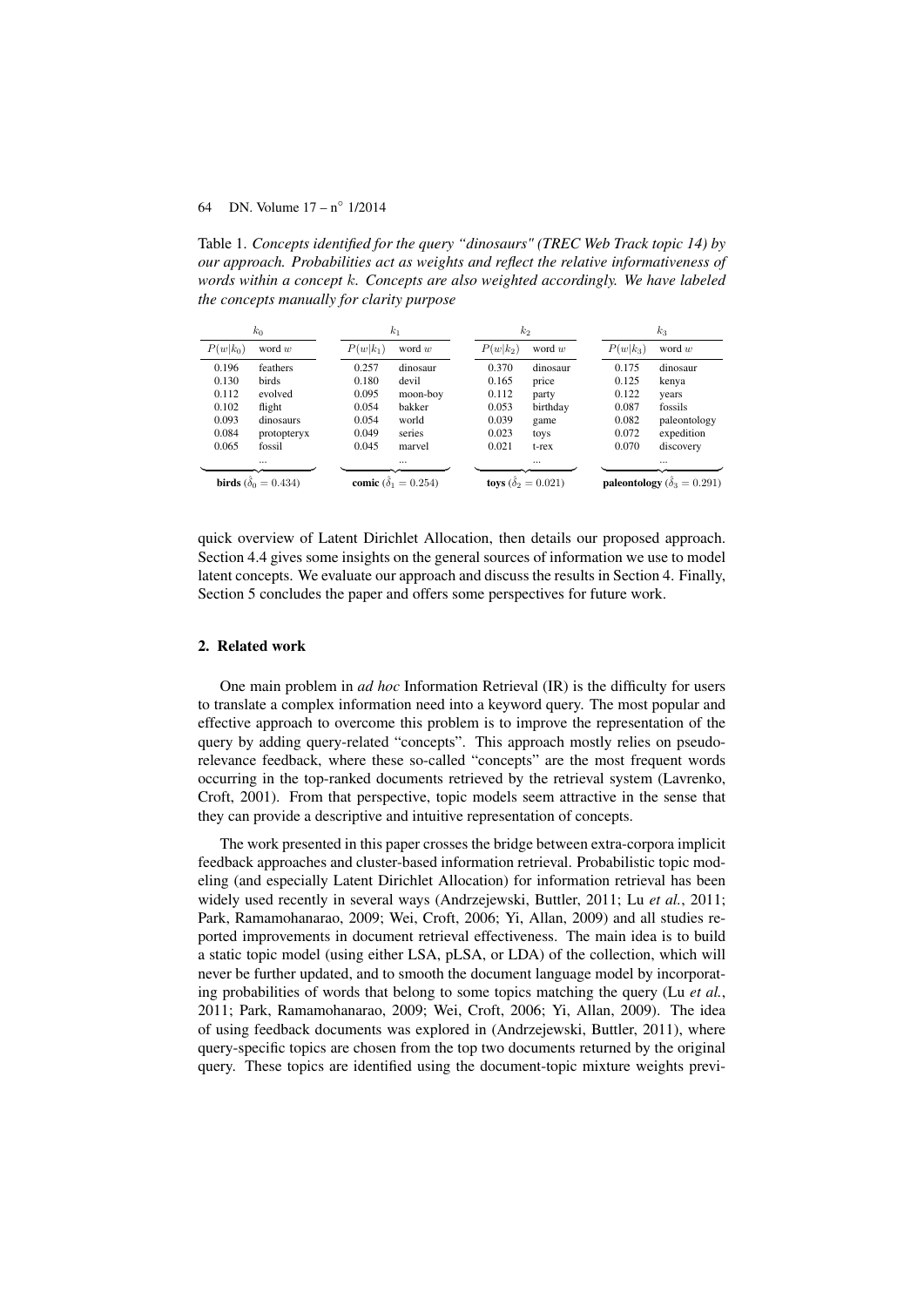Table 1. *Concepts identified for the query "dinosaurs" (TREC Web Track topic 14) by our approach. Probabilities act as weights and reflect the relative informativeness of words within a concept $k$. Concepts are also weighted accordingly. We have labeled the concepts manually for clarity purpose*

| $k_0$ | | $k_1$ | | $k_2$ | | $k_3$ | |
|---|---|---|---|---|---|---|---|
| $P(w\|k_0)$ | word $w$ | $P(w\|k_1)$ | word $w$ | $P(w\|k_2)$ | word $w$ | $P(w\|k_3)$ | word $w$ |
| 0.196 | feathers | 0.257 | dinosaur | 0.370 | dinosaur | 0.175 | dinosaur |
| 0.130 | birds | 0.180 | devil | 0.165 | price | 0.125 | kenya |
| 0.112 | evolved | 0.095 | moon-boy | 0.112 | party | 0.122 | years |
| 0.102 | flight | 0.054 | bakker | 0.053 | birthday | 0.087 | fossils |
| 0.093 | dinosaurs | 0.054 | world | 0.039 | game | 0.082 | paleontology |
| 0.084 | protopteryx | 0.049 | series | 0.023 | toys | 0.072 | expedition |
| 0.065 | fossil | 0.045 | marvel | 0.021 | t-rex | 0.070 | discovery |
| | ... | | ... | | ... | | ... |
| **birds** ($\hat{\delta}_0 = 0.434$) | | **comic** ($\hat{\delta}_1 = 0.254$) | | **toys** ($\hat{\delta}_2 = 0.021$) | | **paleontology** ($\hat{\delta}_3 = 0.291$) | |

quick overview of Latent Dirichlet Allocation, then details our proposed approach. Section 4.4 gives some insights on the general sources of information we use to model latent concepts. We evaluate our approach and discuss the results in Section 4. Finally, Section 5 concludes the paper and offers some perspectives for future work.

## 2. Related work

One main problem in *ad hoc* Information Retrieval (IR) is the difficulty for users to translate a complex information need into a keyword query. The most popular and effective approach to overcome this problem is to improve the representation of the query by adding query-related "concepts". This approach mostly relies on pseudo-relevance feedback, where these so-called "concepts" are the most frequent words occurring in the top-ranked documents retrieved by the retrieval system (Lavrenko, Croft, 2001). From that perspective, topic models seem attractive in the sense that they can provide a descriptive and intuitive representation of concepts.

The work presented in this paper crosses the bridge between extra-corpora implicit feedback approaches and cluster-based information retrieval. Probabilistic topic modeling (and especially Latent Dirichlet Allocation) for information retrieval has been widely used recently in several ways (Andrzejewski, Buttler, 2011; Lu *et al.*, 2011; Park, Ramamohanarao, 2009; Wei, Croft, 2006; Yi, Allan, 2009) and all studies reported improvements in document retrieval effectiveness. The main idea is to build a static topic model (using either LSA, pLSA, or LDA) of the collection, which will never be further updated, and to smooth the document language model by incorporating probabilities of words that belong to some topics matching the query (Lu *et al.*, 2011; Park, Ramamohanarao, 2009; Wei, Croft, 2006; Yi, Allan, 2009). The idea of using feedback documents was explored in (Andrzejewski, Buttler, 2011), where query-specific topics are chosen from the top two documents returned by the original query. These topics are identified using the document-topic mixture weights previ-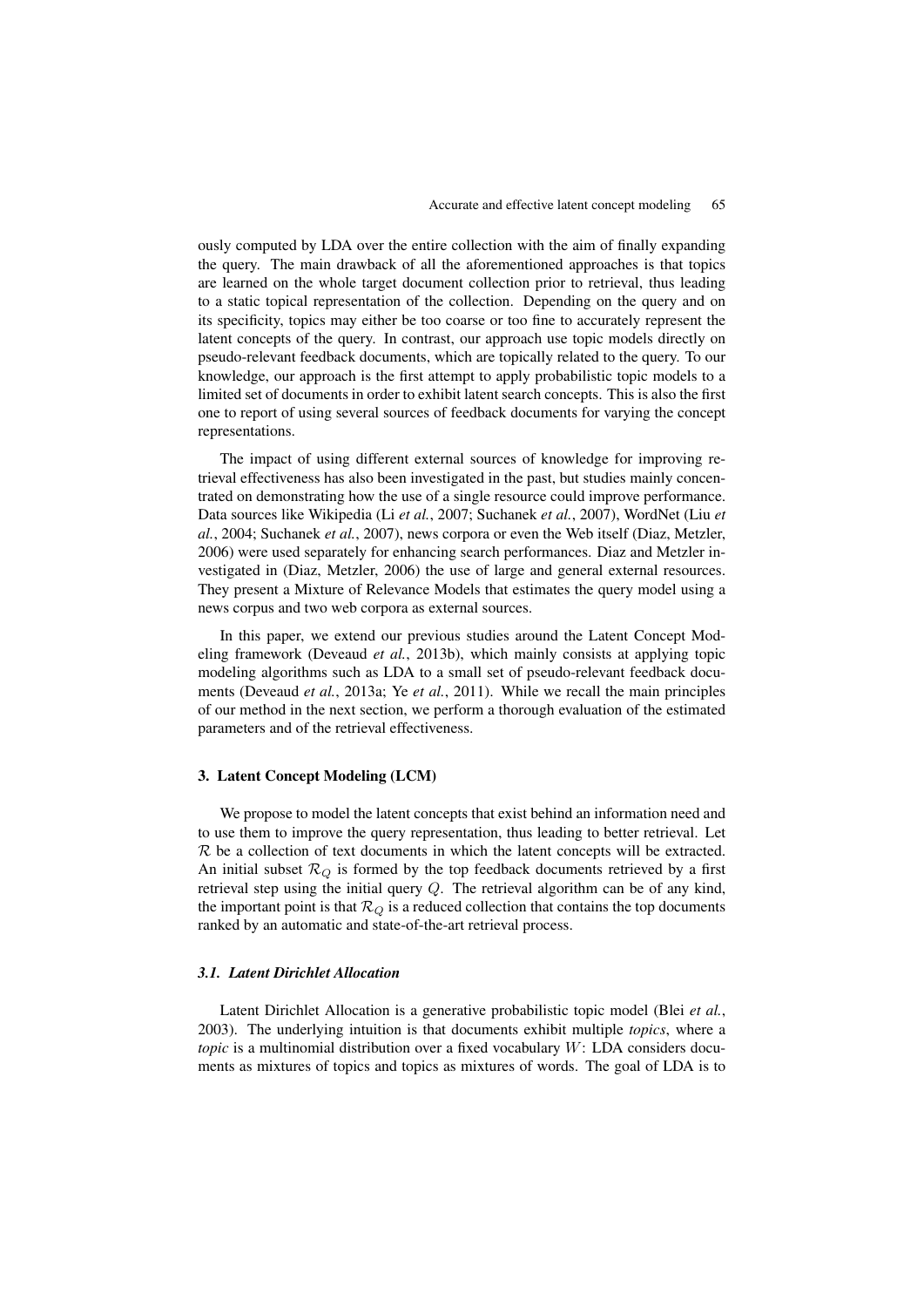ously computed by LDA over the entire collection with the aim of finally expanding the query. The main drawback of all the aforementioned approaches is that topics are learned on the whole target document collection prior to retrieval, thus leading to a static topical representation of the collection. Depending on the query and on its specificity, topics may either be too coarse or too fine to accurately represent the latent concepts of the query. In contrast, our approach use topic models directly on pseudo-relevant feedback documents, which are topically related to the query. To our knowledge, our approach is the first attempt to apply probabilistic topic models to a limited set of documents in order to exhibit latent search concepts. This is also the first one to report of using several sources of feedback documents for varying the concept representations.

The impact of using different external sources of knowledge for improving retrieval effectiveness has also been investigated in the past, but studies mainly concentrated on demonstrating how the use of a single resource could improve performance. Data sources like Wikipedia (Li *et al.*, 2007; Suchanek *et al.*, 2007), WordNet (Liu *et al.*, 2004; Suchanek *et al.*, 2007), news corpora or even the Web itself (Diaz, Metzler, 2006) were used separately for enhancing search performances. Diaz and Metzler investigated in (Diaz, Metzler, 2006) the use of large and general external resources. They present a Mixture of Relevance Models that estimates the query model using a news corpus and two web corpora as external sources.

In this paper, we extend our previous studies around the Latent Concept Modeling framework (Deveaud *et al.*, 2013b), which mainly consists at applying topic modeling algorithms such as LDA to a small set of pseudo-relevant feedback documents (Deveaud *et al.*, 2013a; Ye *et al.*, 2011). While we recall the main principles of our method in the next section, we perform a thorough evaluation of the estimated parameters and of the retrieval effectiveness.

## 3. Latent Concept Modeling (LCM)

We propose to model the latent concepts that exist behind an information need and to use them to improve the query representation, thus leading to better retrieval. Let $\mathcal{R}$ be a collection of text documents in which the latent concepts will be extracted. An initial subset $\mathcal{R}_Q$ is formed by the top feedback documents retrieved by a first retrieval step using the initial query $Q$. The retrieval algorithm can be of any kind, the important point is that $\mathcal{R}_Q$ is a reduced collection that contains the top documents ranked by an automatic and state-of-the-art retrieval process.

### *3.1. Latent Dirichlet Allocation*

Latent Dirichlet Allocation is a generative probabilistic topic model (Blei *et al.*, 2003). The underlying intuition is that documents exhibit multiple *topics*, where a *topic* is a multinomial distribution over a fixed vocabulary $W$: LDA considers documents as mixtures of topics and topics as mixtures of words. The goal of LDA is to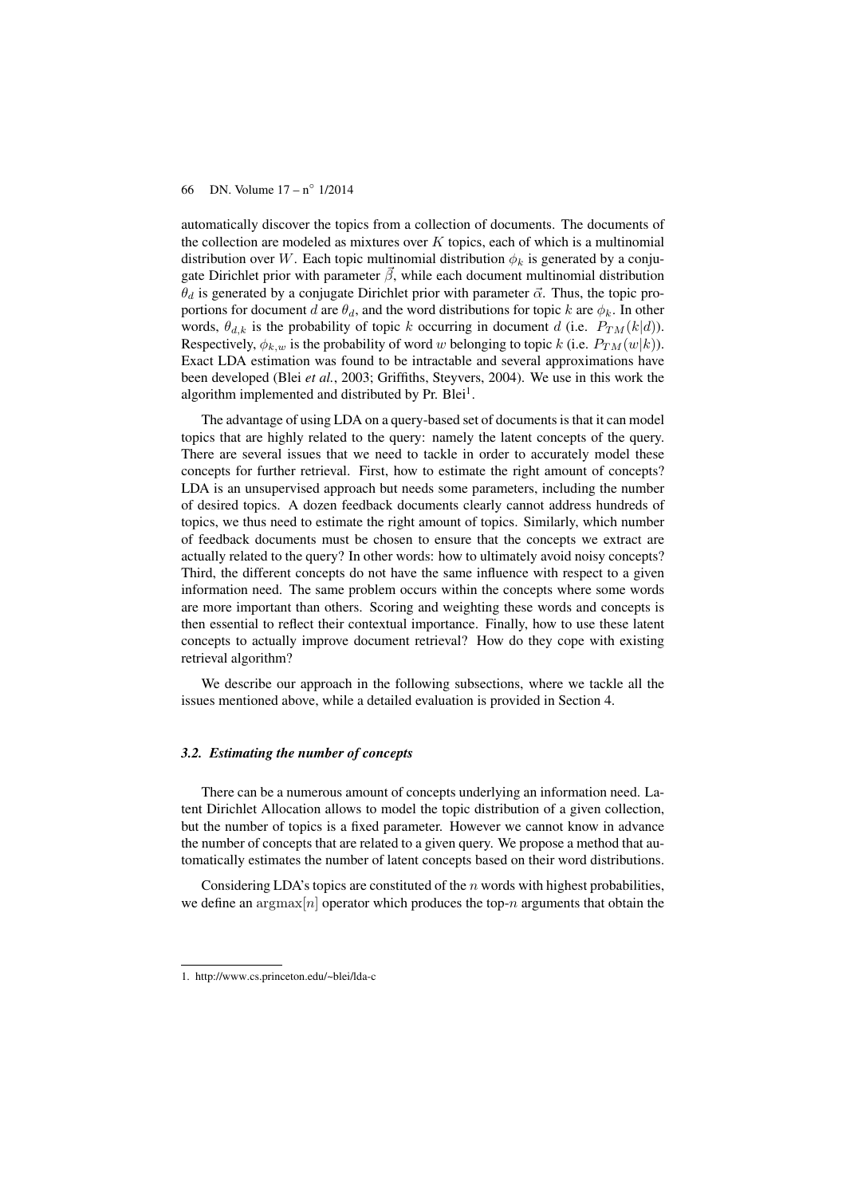automatically discover the topics from a collection of documents. The documents of the collection are modeled as mixtures over $K$ topics, each of which is a multinomial distribution over $W$. Each topic multinomial distribution $\phi_k$ is generated by a conjugate Dirichlet prior with parameter $\vec{\beta}$, while each document multinomial distribution $\theta_d$ is generated by a conjugate Dirichlet prior with parameter $\vec{\alpha}$. Thus, the topic proportions for document $d$ are $\theta_d$, and the word distributions for topic $k$ are $\phi_k$. In other words, $\theta_{d,k}$ is the probability of topic $k$ occurring in document $d$ (i.e. $P_{TM}(k|d)$). Respectively, $\phi_{k,w}$ is the probability of word $w$ belonging to topic $k$ (i.e. $P_{TM}(w|k)$). Exact LDA estimation was found to be intractable and several approximations have been developed (Blei *et al.*, 2003; Griffiths, Steyvers, 2004). We use in this work the algorithm implemented and distributed by Pr. Blei[1].

The advantage of using LDA on a query-based set of documents is that it can model topics that are highly related to the query: namely the latent concepts of the query. There are several issues that we need to tackle in order to accurately model these concepts for further retrieval. First, how to estimate the right amount of concepts? LDA is an unsupervised approach but needs some parameters, including the number of desired topics. A dozen feedback documents clearly cannot address hundreds of topics, we thus need to estimate the right amount of topics. Similarly, which number of feedback documents must be chosen to ensure that the concepts we extract are actually related to the query? In other words: how to ultimately avoid noisy concepts? Third, the different concepts do not have the same influence with respect to a given information need. The same problem occurs within the concepts where some words are more important than others. Scoring and weighting these words and concepts is then essential to reflect their contextual importance. Finally, how to use these latent concepts to actually improve document retrieval? How do they cope with existing retrieval algorithm?

We describe our approach in the following subsections, where we tackle all the issues mentioned above, while a detailed evaluation is provided in Section 4.

### *3.2. Estimating the number of concepts*

There can be a numerous amount of concepts underlying an information need. Latent Dirichlet Allocation allows to model the topic distribution of a given collection, but the number of topics is a fixed parameter. However we cannot know in advance the number of concepts that are related to a given query. We propose a method that automatically estimates the number of latent concepts based on their word distributions.

Considering LDA's topics are constituted of the $n$ words with highest probabilities, we define an $\text{argmax}[n]$ operator which produces the top-$n$ arguments that obtain the

1. http://www.cs.princeton.edu/~blei/lda-c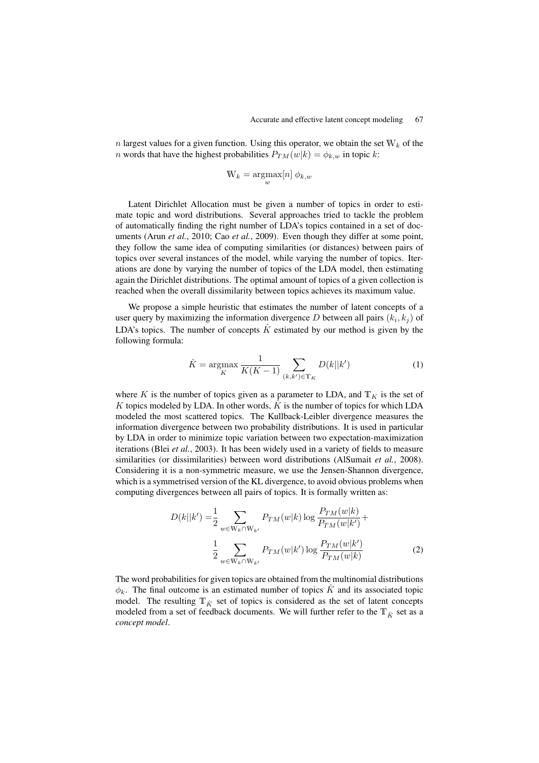$n$ largest values for a given function. Using this operator, we obtain the set $\mathbb{W}_k$ of the $n$ words that have the highest probabilities $P_{TM}(w|k) = \phi_{k,w}$ in topic $k$:

$$\mathbb{W}_k = \underset{w}{\operatorname{argmax}}[n]\ \phi_{k,w}$$

Latent Dirichlet Allocation must be given a number of topics in order to estimate topic and word distributions. Several approaches tried to tackle the problem of automatically finding the right number of LDA's topics contained in a set of documents (Arun *et al.*, 2010; Cao *et al.*, 2009). Even though they differ at some point, they follow the same idea of computing similarities (or distances) between pairs of topics over several instances of the model, while varying the number of topics. Iterations are done by varying the number of topics of the LDA model, then estimating again the Dirichlet distributions. The optimal amount of topics of a given collection is reached when the overall dissimilarity between topics achieves its maximum value.

We propose a simple heuristic that estimates the number of latent concepts of a user query by maximizing the information divergence $D$ between all pairs $(k_i, k_j)$ of LDA's topics. The number of concepts $\hat{K}$ estimated by our method is given by the following formula:

$$\hat{K} = \underset{K}{\operatorname{argmax}} \frac{1}{K(K-1)} \sum_{(k,k') \in \mathbb{T}_K} D(k||k') \tag{1}$$

where $K$ is the number of topics given as a parameter to LDA, and $\mathbb{T}_K$ is the set of $K$ topics modeled by LDA. In other words, $\hat{K}$ is the number of topics for which LDA modeled the most scattered topics. The Kullback-Leibler divergence measures the information divergence between two probability distributions. It is used in particular by LDA in order to minimize topic variation between two expectation-maximization iterations (Blei *et al.*, 2003). It has been widely used in a variety of fields to measure similarities (or dissimilarities) between word distributions (AlSumait *et al.*, 2008). Considering it is a non-symmetric measure, we use the Jensen-Shannon divergence, which is a symmetrised version of the KL divergence, to avoid obvious problems when computing divergences between all pairs of topics. It is formally written as:

$$\begin{aligned} D(k||k') = & \frac{1}{2} \sum_{w \in \mathbb{W}_k \cap \mathbb{W}_{k'}} P_{TM}(w|k) \log \frac{P_{TM}(w|k)}{P_{TM}(w|k')} + \\ & \frac{1}{2} \sum_{w \in \mathbb{W}_k \cap \mathbb{W}_{k'}} P_{TM}(w|k') \log \frac{P_{TM}(w|k')}{P_{TM}(w|k)} \end{aligned} \tag{2}$$

The word probabilities for given topics are obtained from the multinomial distributions $\phi_k$. The final outcome is an estimated number of topics $\hat{K}$ and its associated topic model. The resulting $\mathbb{T}_{\hat{K}}$ set of topics is considered as the set of latent concepts modeled from a set of feedback documents. We will further refer to the $\mathbb{T}_{\hat{K}}$ set as a *concept model*.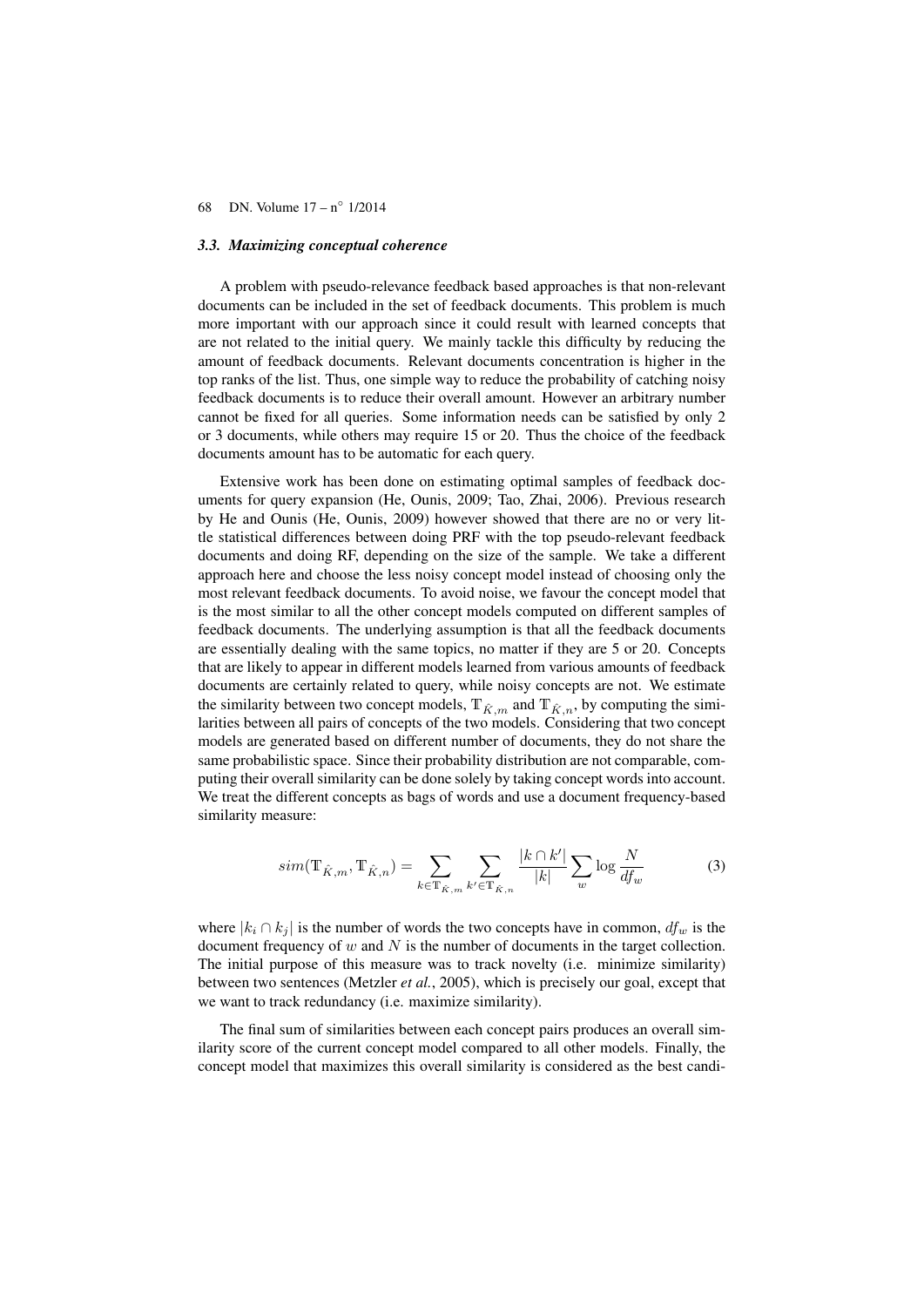### *3.3. Maximizing conceptual coherence*

A problem with pseudo-relevance feedback based approaches is that non-relevant documents can be included in the set of feedback documents. This problem is much more important with our approach since it could result with learned concepts that are not related to the initial query. We mainly tackle this difficulty by reducing the amount of feedback documents. Relevant documents concentration is higher in the top ranks of the list. Thus, one simple way to reduce the probability of catching noisy feedback documents is to reduce their overall amount. However an arbitrary number cannot be fixed for all queries. Some information needs can be satisfied by only 2 or 3 documents, while others may require 15 or 20. Thus the choice of the feedback documents amount has to be automatic for each query.

Extensive work has been done on estimating optimal samples of feedback documents for query expansion (He, Ounis, 2009; Tao, Zhai, 2006). Previous research by He and Ounis (He, Ounis, 2009) however showed that there are no or very little statistical differences between doing PRF with the top pseudo-relevant feedback documents and doing RF, depending on the size of the sample. We take a different approach here and choose the less noisy concept model instead of choosing only the most relevant feedback documents. To avoid noise, we favour the concept model that is the most similar to all the other concept models computed on different samples of feedback documents. The underlying assumption is that all the feedback documents are essentially dealing with the same topics, no matter if they are 5 or 20. Concepts that are likely to appear in different models learned from various amounts of feedback documents are certainly related to query, while noisy concepts are not. We estimate the similarity between two concept models, $\mathbb{T}_{\hat{K},m}$ and $\mathbb{T}_{\hat{K},n}$, by computing the similarities between all pairs of concepts of the two models. Considering that two concept models are generated based on different number of documents, they do not share the same probabilistic space. Since their probability distribution are not comparable, computing their overall similarity can be done solely by taking concept words into account. We treat the different concepts as bags of words and use a document frequency-based similarity measure:

$$sim(\mathbb{T}_{\hat{K},m}, \mathbb{T}_{\hat{K},n}) = \sum_{k \in \mathbb{T}_{\hat{K},m}} \sum_{k' \in \mathbb{T}_{\hat{K},n}} \frac{|k \cap k'|}{|k|} \sum_{w} \log \frac{N}{df_w} \tag{3}$$

where $|k_i \cap k_j|$ is the number of words the two concepts have in common, $df_w$ is the document frequency of $w$ and $N$ is the number of documents in the target collection. The initial purpose of this measure was to track novelty (i.e. minimize similarity) between two sentences (Metzler *et al.*, 2005), which is precisely our goal, except that we want to track redundancy (i.e. maximize similarity).

The final sum of similarities between each concept pairs produces an overall similarity score of the current concept model compared to all other models. Finally, the concept model that maximizes this overall similarity is considered as the best candi-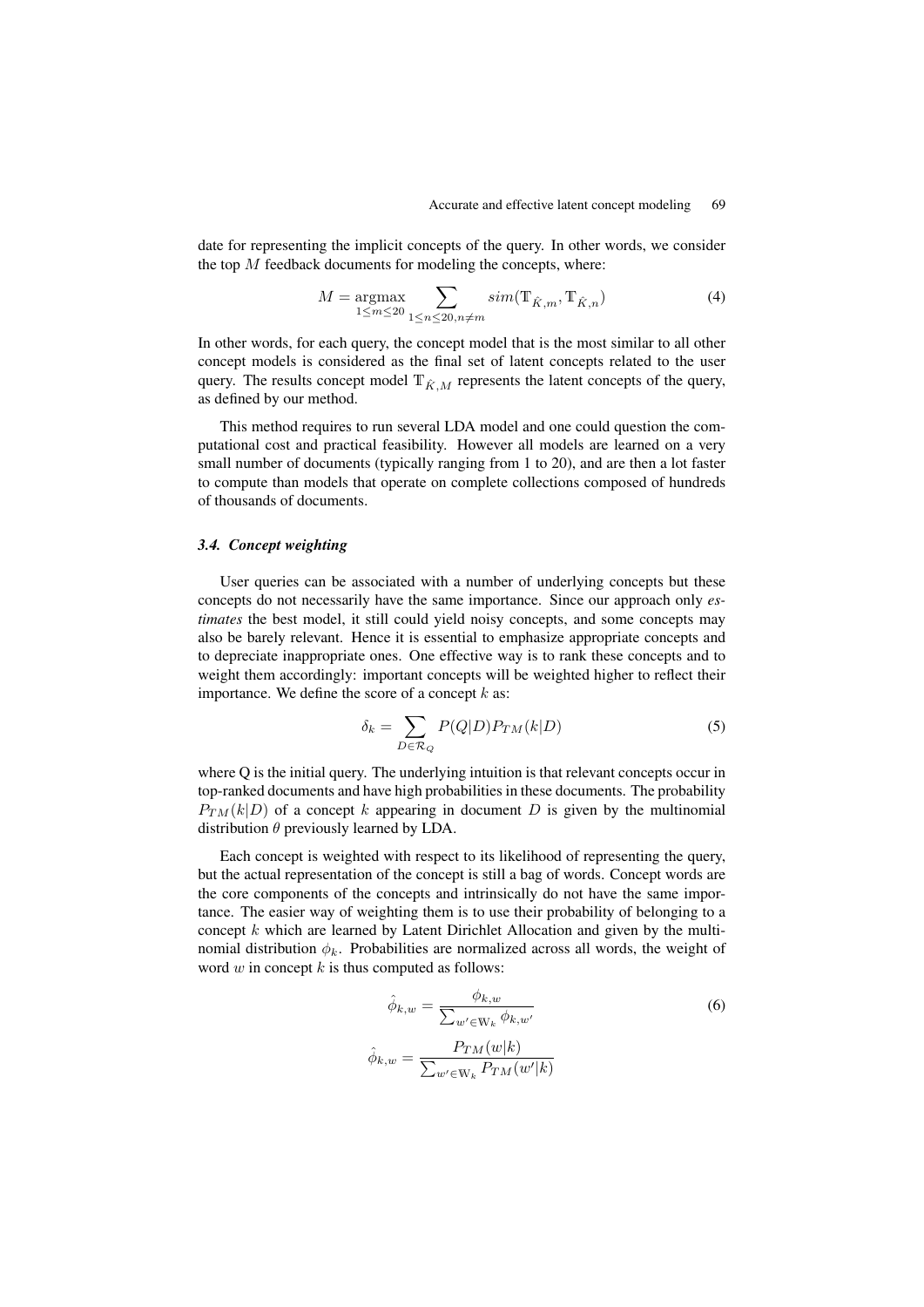date for representing the implicit concepts of the query. In other words, we consider the top $M$ feedback documents for modeling the concepts, where:

$$M = \underset{1 \leq m \leq 20}{\operatorname{argmax}} \sum_{1 \leq n \leq 20, n \neq m} sim(\mathbb{T}_{\hat{K},m}, \mathbb{T}_{\hat{K},n}) \tag{4}$$

In other words, for each query, the concept model that is the most similar to all other concept models is considered as the final set of latent concepts related to the user query. The results concept model $\mathbb{T}_{\hat{K},M}$ represents the latent concepts of the query, as defined by our method.

This method requires to run several LDA model and one could question the computational cost and practical feasibility. However all models are learned on a very small number of documents (typically ranging from 1 to 20), and are then a lot faster to compute than models that operate on complete collections composed of hundreds of thousands of documents.

### 3.4. Concept weighting

User queries can be associated with a number of underlying concepts but these concepts do not necessarily have the same importance. Since our approach only *estimates* the best model, it still could yield noisy concepts, and some concepts may also be barely relevant. Hence it is essential to emphasize appropriate concepts and to depreciate inappropriate ones. One effective way is to rank these concepts and to weight them accordingly: important concepts will be weighted higher to reflect their importance. We define the score of a concept $k$ as:

$$\delta_k = \sum_{D \in \mathcal{R}_Q} P(Q|D) P_{TM}(k|D) \tag{5}$$

where Q is the initial query. The underlying intuition is that relevant concepts occur in top-ranked documents and have high probabilities in these documents. The probability $P_{TM}(k|D)$ of a concept $k$ appearing in document $D$ is given by the multinomial distribution $\theta$ previously learned by LDA.

Each concept is weighted with respect to its likelihood of representing the query, but the actual representation of the concept is still a bag of words. Concept words are the core components of the concepts and intrinsically do not have the same importance. The easier way of weighting them is to use their probability of belonging to a concept $k$ which are learned by Latent Dirichlet Allocation and given by the multinomial distribution $\phi_k$. Probabilities are normalized across all words, the weight of word $w$ in concept $k$ is thus computed as follows:

$$\hat{\phi}_{k,w} = \frac{\phi_{k,w}}{\sum_{w' \in \mathbb{W}_k} \phi_{k,w'}} \tag{6}$$

$$\hat{\phi}_{k,w} = \frac{P_{TM}(w|k)}{\sum_{w' \in \mathbb{W}_k} P_{TM}(w'|k)}$$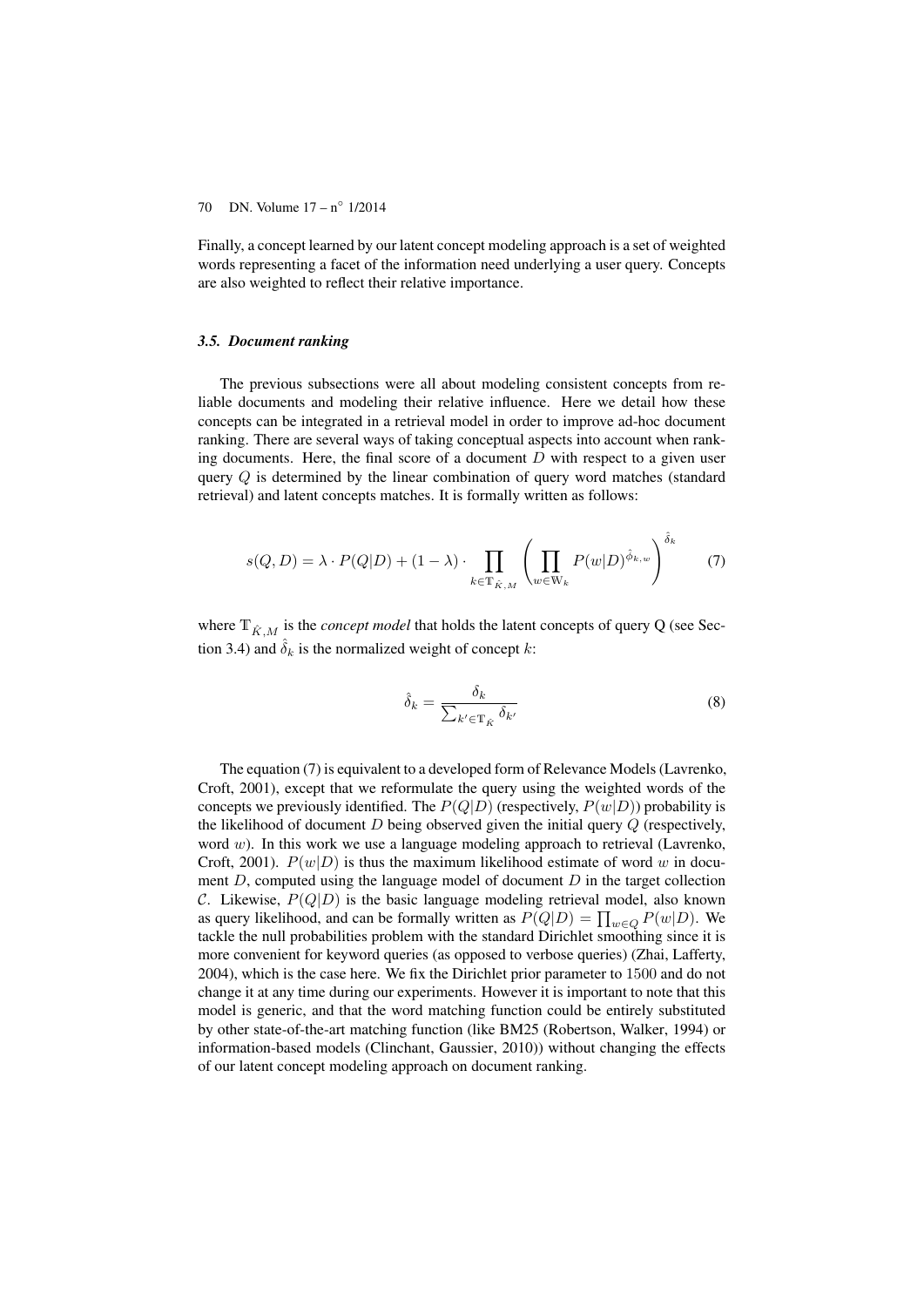Finally, a concept learned by our latent concept modeling approach is a set of weighted words representing a facet of the information need underlying a user query. Concepts are also weighted to reflect their relative importance.

### *3.5. Document ranking*

The previous subsections were all about modeling consistent concepts from reliable documents and modeling their relative influence. Here we detail how these concepts can be integrated in a retrieval model in order to improve ad-hoc document ranking. There are several ways of taking conceptual aspects into account when ranking documents. Here, the final score of a document $D$ with respect to a given user query $Q$ is determined by the linear combination of query word matches (standard retrieval) and latent concepts matches. It is formally written as follows:

$$s(Q, D) = \lambda \cdot P(Q|D) + (1 - \lambda) \cdot \prod_{k \in \mathbb{T}_{\hat{K},M}} \left( \prod_{w \in \mathbb{W}_k} P(w|D)^{\hat{\phi}_{k,w}} \right)^{\hat{\delta}_k} \quad (7)$$

where $\mathbb{T}_{\hat{K},M}$ is the *concept model* that holds the latent concepts of query Q (see Section 3.4) and $\hat{\delta}_k$ is the normalized weight of concept $k$:

$$\hat{\delta}_k = \frac{\delta_k}{\sum_{k' \in \mathbb{T}_{\hat{K}}} \delta_{k'}} \quad (8)$$

The equation (7) is equivalent to a developed form of Relevance Models (Lavrenko, Croft, 2001), except that we reformulate the query using the weighted words of the concepts we previously identified. The $P(Q|D)$ (respectively, $P(w|D)$) probability is the likelihood of document $D$ being observed given the initial query $Q$ (respectively, word $w$). In this work we use a language modeling approach to retrieval (Lavrenko, Croft, 2001). $P(w|D)$ is thus the maximum likelihood estimate of word $w$ in document $D$, computed using the language model of document $D$ in the target collection $\mathcal{C}$. Likewise, $P(Q|D)$ is the basic language modeling retrieval model, also known as query likelihood, and can be formally written as $P(Q|D) = \prod_{w \in Q} P(w|D)$. We tackle the null probabilities problem with the standard Dirichlet smoothing since it is more convenient for keyword queries (as opposed to verbose queries) (Zhai, Lafferty, 2004), which is the case here. We fix the Dirichlet prior parameter to 1500 and do not change it at any time during our experiments. However it is important to note that this model is generic, and that the word matching function could be entirely substituted by other state-of-the-art matching function (like BM25 (Robertson, Walker, 1994) or information-based models (Clinchant, Gaussier, 2010)) without changing the effects of our latent concept modeling approach on document ranking.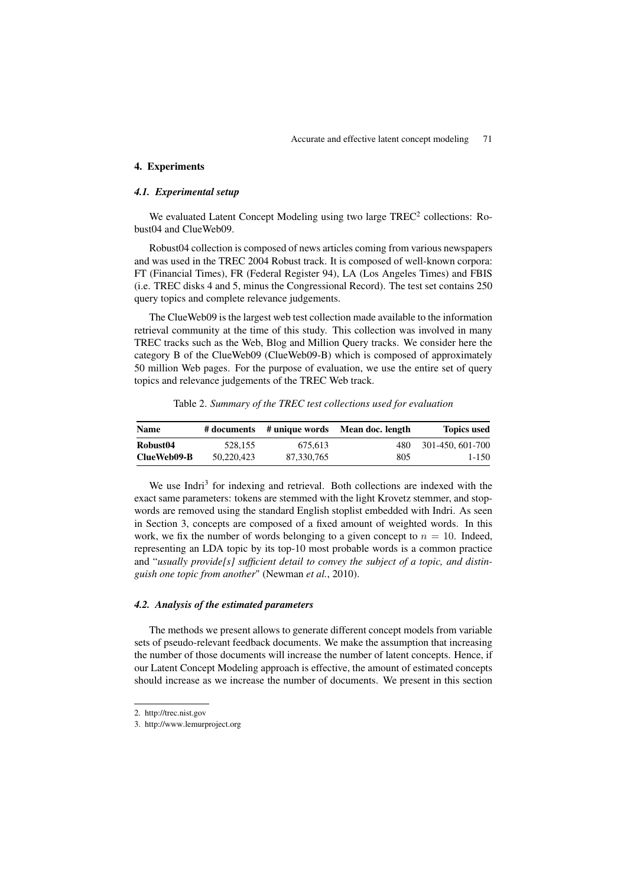## 4. Experiments

### *4.1. Experimental setup*

We evaluated Latent Concept Modeling using two large TREC[2] collections: Robust04 and ClueWeb09.

Robust04 collection is composed of news articles coming from various newspapers and was used in the TREC 2004 Robust track. It is composed of well-known corpora: FT (Financial Times), FR (Federal Register 94), LA (Los Angeles Times) and FBIS (i.e. TREC disks 4 and 5, minus the Congressional Record). The test set contains 250 query topics and complete relevance judgements.

The ClueWeb09 is the largest web test collection made available to the information retrieval community at the time of this study. This collection was involved in many TREC tracks such as the Web, Blog and Million Query tracks. We consider here the category B of the ClueWeb09 (ClueWeb09-B) which is composed of approximately 50 million Web pages. For the purpose of evaluation, we use the entire set of query topics and relevance judgements of the TREC Web track.

Table 2. *Summary of the TREC test collections used for evaluation*

| Name | # documents | # unique words | Mean doc. length | Topics used |
|---|---|---|---|---|
| **Robust04** | 528,155 | 675,613 | 480 | 301-450, 601-700 |
| **ClueWeb09-B** | 50,220,423 | 87,330,765 | 805 | 1-150 |

We use Indri[3] for indexing and retrieval. Both collections are indexed with the exact same parameters: tokens are stemmed with the light Krovetz stemmer, and stopwords are removed using the standard English stoplist embedded with Indri. As seen in Section 3, concepts are composed of a fixed amount of weighted words. In this work, we fix the number of words belonging to a given concept to $n = 10$. Indeed, representing an LDA topic by its top-10 most probable words is a common practice and "*usually provide[s] sufficient detail to convey the subject of a topic, and distinguish one topic from another*" (Newman *et al.*, 2010).

### *4.2. Analysis of the estimated parameters*

The methods we present allows to generate different concept models from variable sets of pseudo-relevant feedback documents. We make the assumption that increasing the number of those documents will increase the number of latent concepts. Hence, if our Latent Concept Modeling approach is effective, the amount of estimated concepts should increase as we increase the number of documents. We present in this section

2. http://trec.nist.gov

3. http://www.lemurproject.org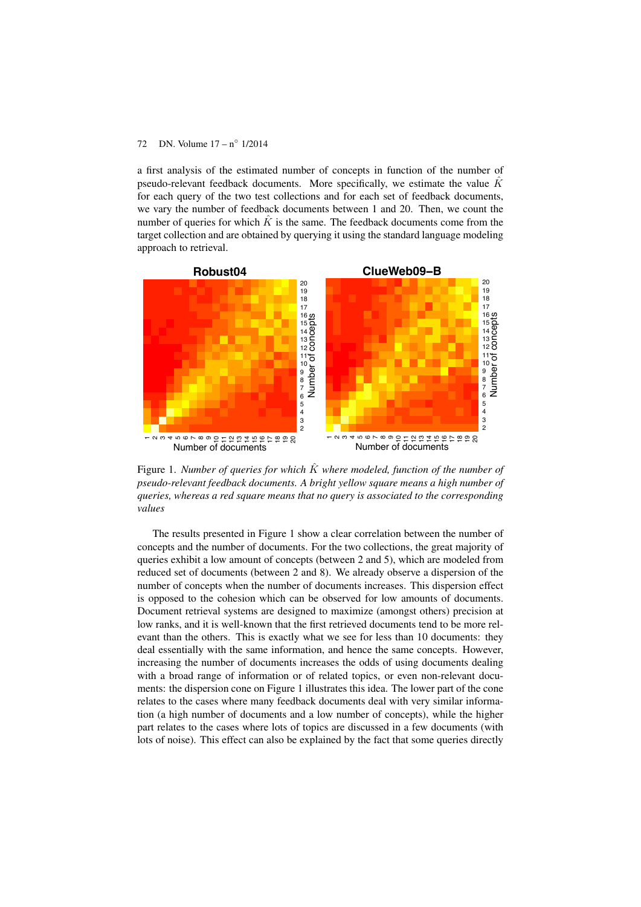a first analysis of the estimated number of concepts in function of the number of pseudo-relevant feedback documents. More specifically, we estimate the value $\hat{K}$ for each query of the two test collections and for each set of feedback documents, we vary the number of feedback documents between 1 and 20. Then, we count the number of queries for which $\hat{K}$ is the same. The feedback documents come from the target collection and are obtained by querying it using the standard language modeling approach to retrieval.

Figure 1. *Number of queries for which $\hat{K}$ where modeled, function of the number of pseudo-relevant feedback documents. A bright yellow square means a high number of queries, whereas a red square means that no query is associated to the corresponding values*

The results presented in Figure 1 show a clear correlation between the number of concepts and the number of documents. For the two collections, the great majority of queries exhibit a low amount of concepts (between 2 and 5), which are modeled from reduced set of documents (between 2 and 8). We already observe a dispersion of the number of concepts when the number of documents increases. This dispersion effect is opposed to the cohesion which can be observed for low amounts of documents. Document retrieval systems are designed to maximize (amongst others) precision at low ranks, and it is well-known that the first retrieved documents tend to be more relevant than the others. This is exactly what we see for less than 10 documents: they deal essentially with the same information, and hence the same concepts. However, increasing the number of documents increases the odds of using documents dealing with a broad range of information or of related topics, or even non-relevant documents: the dispersion cone on Figure 1 illustrates this idea. The lower part of the cone relates to the cases where many feedback documents deal with very similar information (a high number of documents and a low number of concepts), while the higher part relates to the cases where lots of topics are discussed in a few documents (with lots of noise). This effect can also be explained by the fact that some queries directly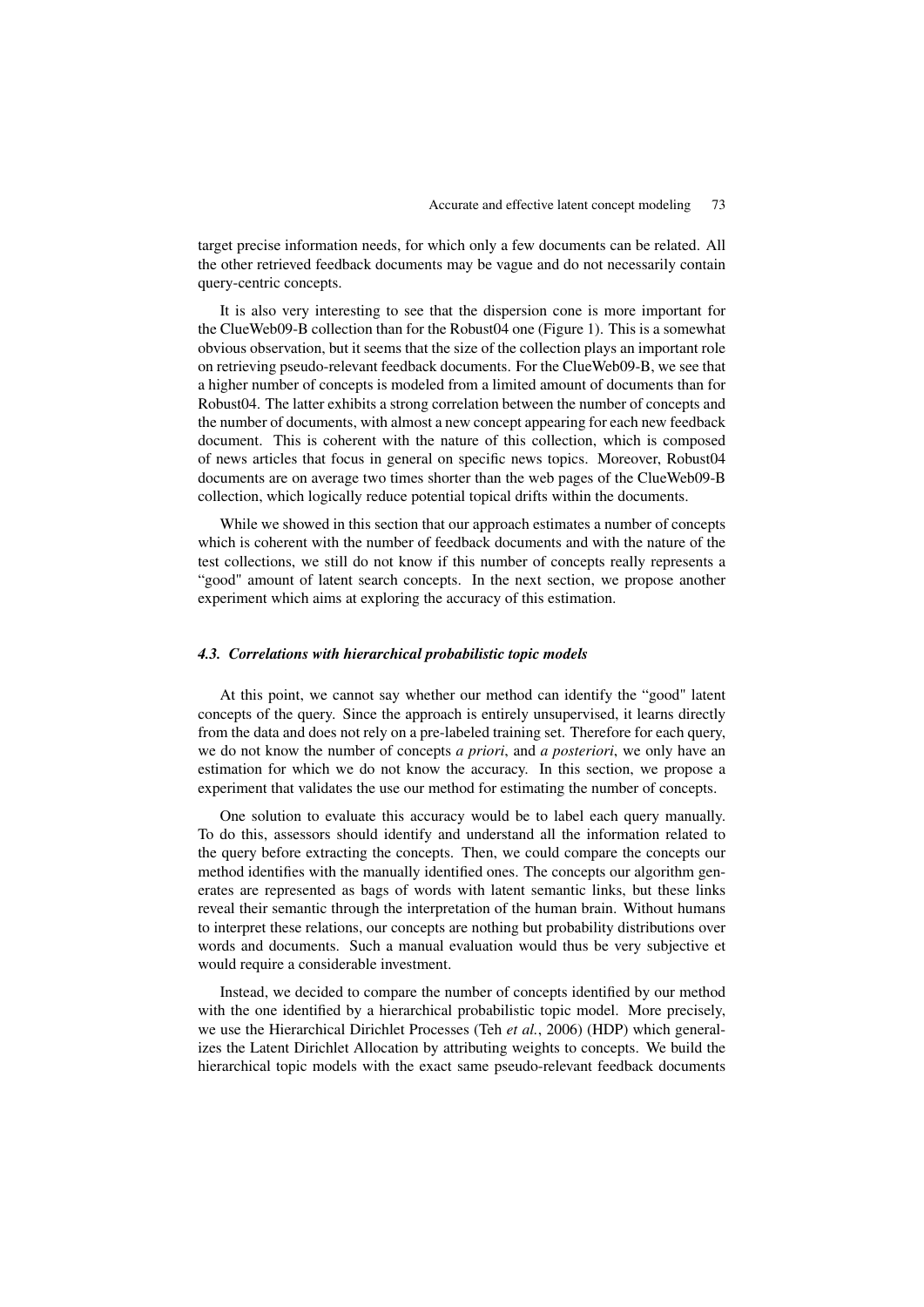target precise information needs, for which only a few documents can be related. All the other retrieved feedback documents may be vague and do not necessarily contain query-centric concepts.

It is also very interesting to see that the dispersion cone is more important for the ClueWeb09-B collection than for the Robust04 one (Figure 1). This is a somewhat obvious observation, but it seems that the size of the collection plays an important role on retrieving pseudo-relevant feedback documents. For the ClueWeb09-B, we see that a higher number of concepts is modeled from a limited amount of documents than for Robust04. The latter exhibits a strong correlation between the number of concepts and the number of documents, with almost a new concept appearing for each new feedback document. This is coherent with the nature of this collection, which is composed of news articles that focus in general on specific news topics. Moreover, Robust04 documents are on average two times shorter than the web pages of the ClueWeb09-B collection, which logically reduce potential topical drifts within the documents.

While we showed in this section that our approach estimates a number of concepts which is coherent with the number of feedback documents and with the nature of the test collections, we still do not know if this number of concepts really represents a "good" amount of latent search concepts. In the next section, we propose another experiment which aims at exploring the accuracy of this estimation.

### 4.3. Correlations with hierarchical probabilistic topic models

At this point, we cannot say whether our method can identify the "good" latent concepts of the query. Since the approach is entirely unsupervised, it learns directly from the data and does not rely on a pre-labeled training set. Therefore for each query, we do not know the number of concepts *a priori*, and *a posteriori*, we only have an estimation for which we do not know the accuracy. In this section, we propose a experiment that validates the use our method for estimating the number of concepts.

One solution to evaluate this accuracy would be to label each query manually. To do this, assessors should identify and understand all the information related to the query before extracting the concepts. Then, we could compare the concepts our method identifies with the manually identified ones. The concepts our algorithm generates are represented as bags of words with latent semantic links, but these links reveal their semantic through the interpretation of the human brain. Without humans to interpret these relations, our concepts are nothing but probability distributions over words and documents. Such a manual evaluation would thus be very subjective et would require a considerable investment.

Instead, we decided to compare the number of concepts identified by our method with the one identified by a hierarchical probabilistic topic model. More precisely, we use the Hierarchical Dirichlet Processes (Teh *et al.*, 2006) (HDP) which generalizes the Latent Dirichlet Allocation by attributing weights to concepts. We build the hierarchical topic models with the exact same pseudo-relevant feedback documents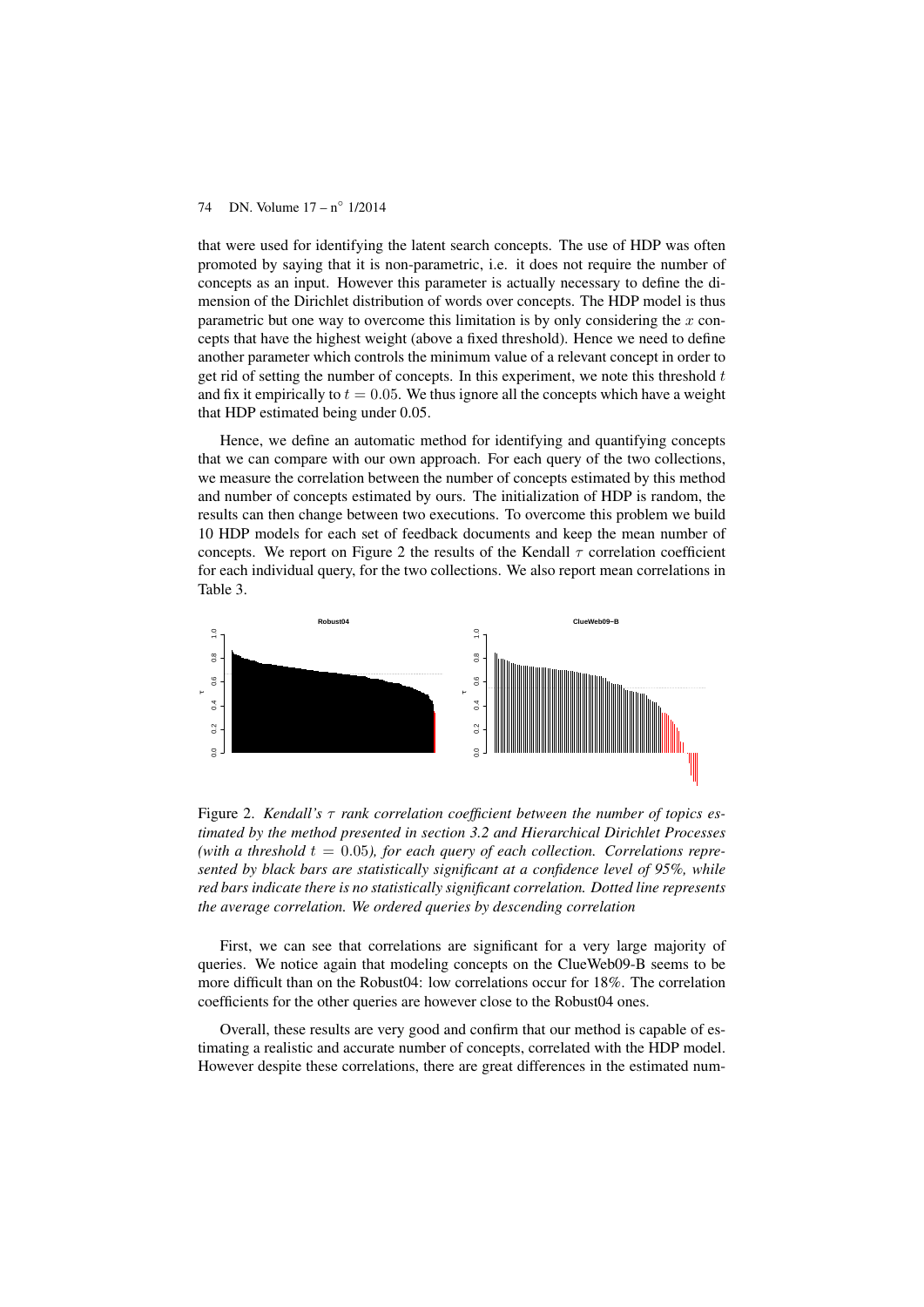that were used for identifying the latent search concepts. The use of HDP was often promoted by saying that it is non-parametric, i.e. it does not require the number of concepts as an input. However this parameter is actually necessary to define the dimension of the Dirichlet distribution of words over concepts. The HDP model is thus parametric but one way to overcome this limitation is by only considering the $x$ concepts that have the highest weight (above a fixed threshold). Hence we need to define another parameter which controls the minimum value of a relevant concept in order to get rid of setting the number of concepts. In this experiment, we note this threshold $t$ and fix it empirically to $t = 0.05$. We thus ignore all the concepts which have a weight that HDP estimated being under 0.05.

Hence, we define an automatic method for identifying and quantifying concepts that we can compare with our own approach. For each query of the two collections, we measure the correlation between the number of concepts estimated by this method and number of concepts estimated by ours. The initialization of HDP is random, the results can then change between two executions. To overcome this problem we build 10 HDP models for each set of feedback documents and keep the mean number of concepts. We report on Figure 2 the results of the Kendall $\tau$ correlation coefficient for each individual query, for the two collections. We also report mean correlations in Table 3.

Figure 2. *Kendall's $\tau$ rank correlation coefficient between the number of topics estimated by the method presented in section 3.2 and Hierarchical Dirichlet Processes (with a threshold $t = 0.05$), for each query of each collection. Correlations represented by black bars are statistically significant at a confidence level of 95%, while red bars indicate there is no statistically significant correlation. Dotted line represents the average correlation. We ordered queries by descending correlation*

First, we can see that correlations are significant for a very large majority of queries. We notice again that modeling concepts on the ClueWeb09-B seems to be more difficult than on the Robust04: low correlations occur for 18%. The correlation coefficients for the other queries are however close to the Robust04 ones.

Overall, these results are very good and confirm that our method is capable of estimating a realistic and accurate number of concepts, correlated with the HDP model. However despite these correlations, there are great differences in the estimated num-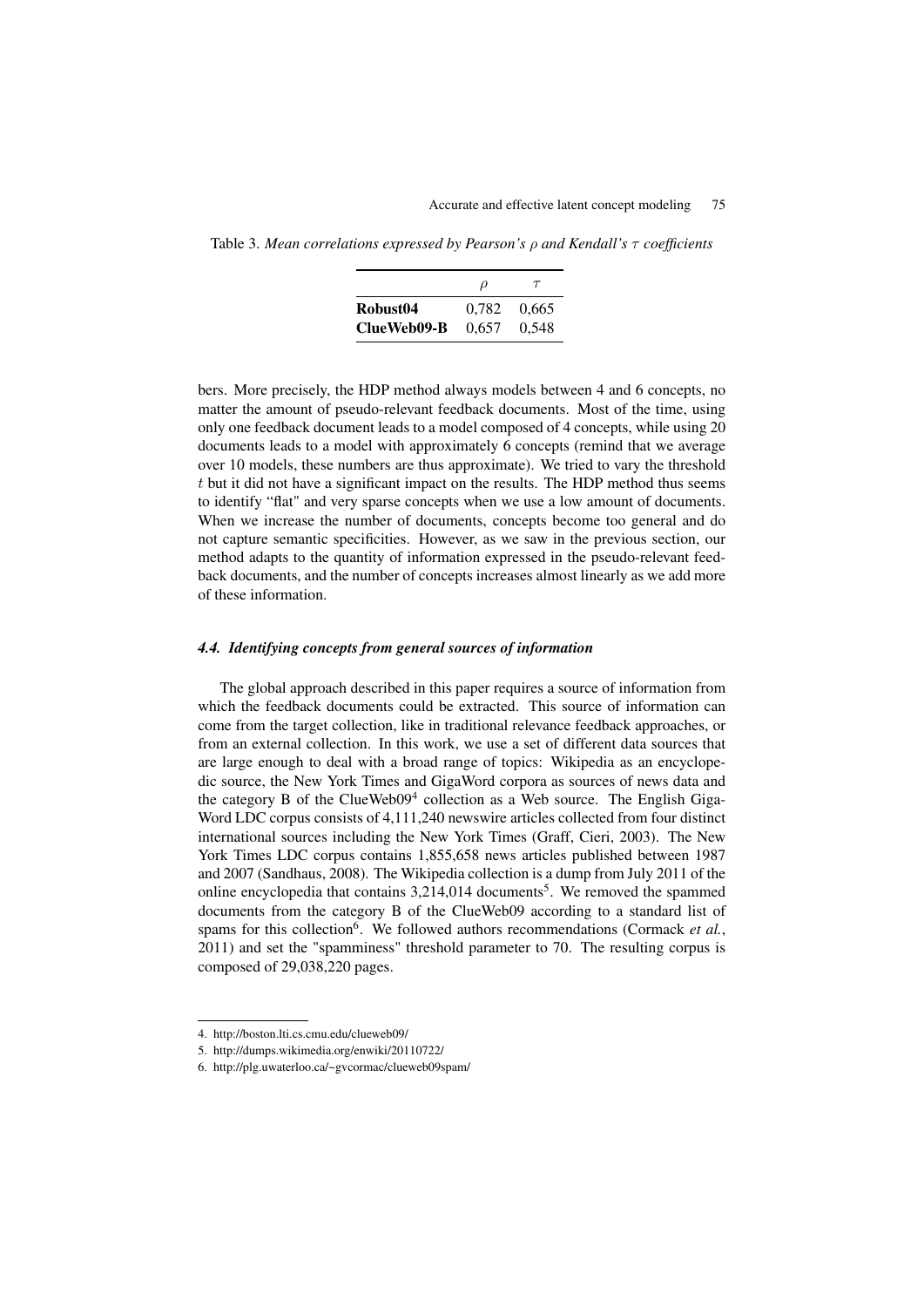Table 3. *Mean correlations expressed by Pearson's $\rho$ and Kendall's $\tau$ coefficients*

| | $\rho$ | $\tau$ |
|---|---|---|
| **Robust04** | 0,782 | 0,665 |
| **ClueWeb09-B** | 0,657 | 0,548 |

bers. More precisely, the HDP method always models between 4 and 6 concepts, no matter the amount of pseudo-relevant feedback documents. Most of the time, using only one feedback document leads to a model composed of 4 concepts, while using 20 documents leads to a model with approximately 6 concepts (remind that we average over 10 models, these numbers are thus approximate). We tried to vary the threshold $t$ but it did not have a significant impact on the results. The HDP method thus seems to identify "flat" and very sparse concepts when we use a low amount of documents. When we increase the number of documents, concepts become too general and do not capture semantic specificities. However, as we saw in the previous section, our method adapts to the quantity of information expressed in the pseudo-relevant feedback documents, and the number of concepts increases almost linearly as we add more of these information.

### *4.4. Identifying concepts from general sources of information*

The global approach described in this paper requires a source of information from which the feedback documents could be extracted. This source of information can come from the target collection, like in traditional relevance feedback approaches, or from an external collection. In this work, we use a set of different data sources that are large enough to deal with a broad range of topics: Wikipedia as an encyclopedic source, the New York Times and GigaWord corpora as sources of news data and the category B of the ClueWeb09[4] collection as a Web source. The English GigaWord LDC corpus consists of 4,111,240 newswire articles collected from four distinct international sources including the New York Times (Graff, Cieri, 2003). The New York Times LDC corpus contains 1,855,658 news articles published between 1987 and 2007 (Sandhaus, 2008). The Wikipedia collection is a dump from July 2011 of the online encyclopedia that contains 3,214,014 documents[5]. We removed the spammed documents from the category B of the ClueWeb09 according to a standard list of spams for this collection[6]. We followed authors recommendations (Cormack *et al.*, 2011) and set the "spamminess" threshold parameter to 70. The resulting corpus is composed of 29,038,220 pages.

4. http://boston.lti.cs.cmu.edu/clueweb09/
5. http://dumps.wikimedia.org/enwiki/20110722/
6. http://plg.uwaterloo.ca/~gvcormac/clueweb09spam/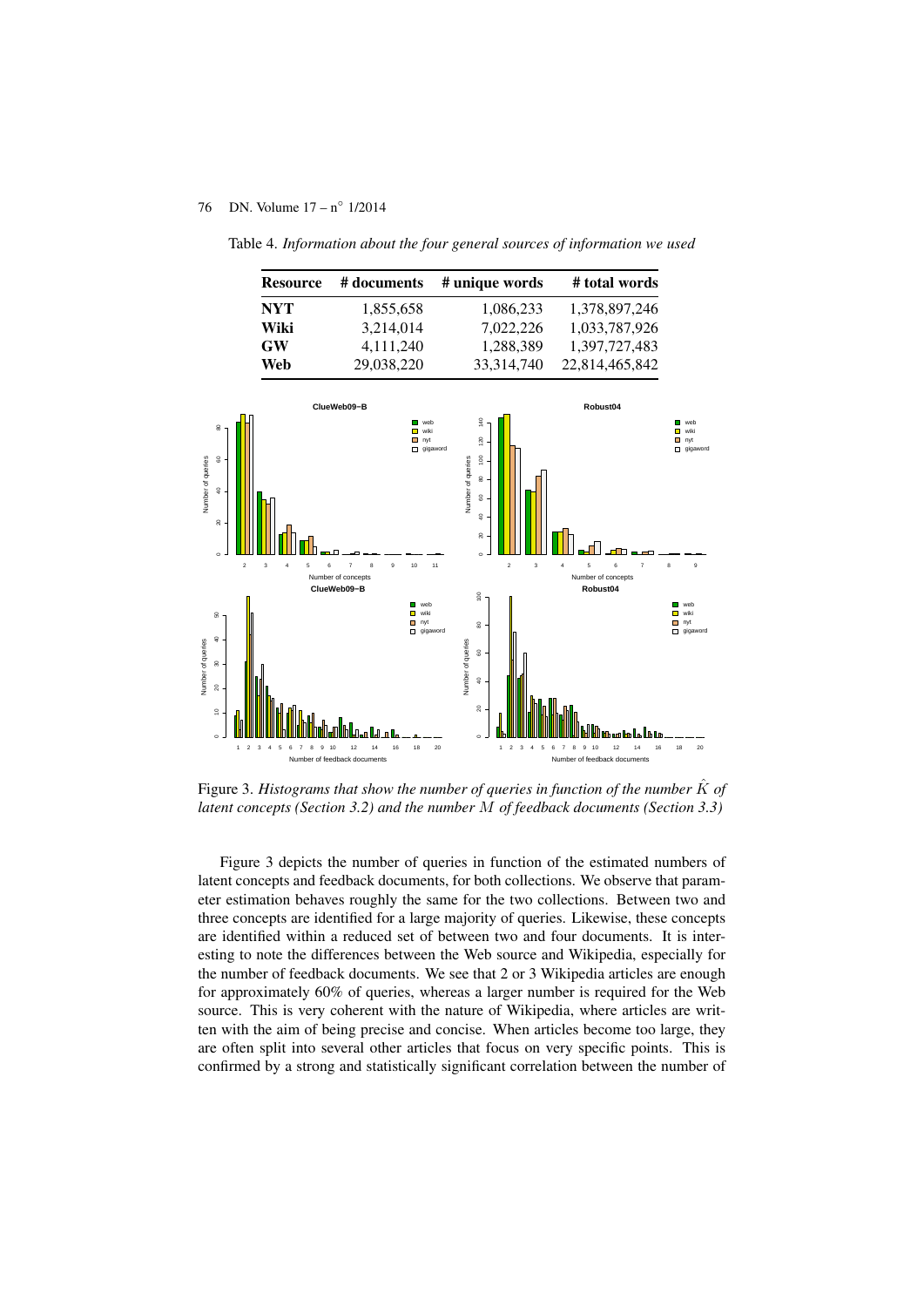Table 4. *Information about the four general sources of information we used*

| Resource | # documents | # unique words | # total words |
|---|---|---|---|
| **NYT** | 1,855,658 | 1,086,233 | 1,378,897,246 |
| **Wiki** | 3,214,014 | 7,022,226 | 1,033,787,926 |
| **GW** | 4,111,240 | 1,288,389 | 1,397,727,483 |
| **Web** | 29,038,220 | 33,314,740 | 22,814,465,842 |

Figure 3. *Histograms that show the number of queries in function of the number $\hat{K}$ of latent concepts (Section 3.2) and the number $M$ of feedback documents (Section 3.3)*

Figure 3 depicts the number of queries in function of the estimated numbers of latent concepts and feedback documents, for both collections. We observe that parameter estimation behaves roughly the same for the two collections. Between two and three concepts are identified for a large majority of queries. Likewise, these concepts are identified within a reduced set of between two and four documents. It is interesting to note the differences between the Web source and Wikipedia, especially for the number of feedback documents. We see that 2 or 3 Wikipedia articles are enough for approximately 60% of queries, whereas a larger number is required for the Web source. This is very coherent with the nature of Wikipedia, where articles are written with the aim of being precise and concise. When articles become too large, they are often split into several other articles that focus on very specific points. This is confirmed by a strong and statistically significant correlation between the number of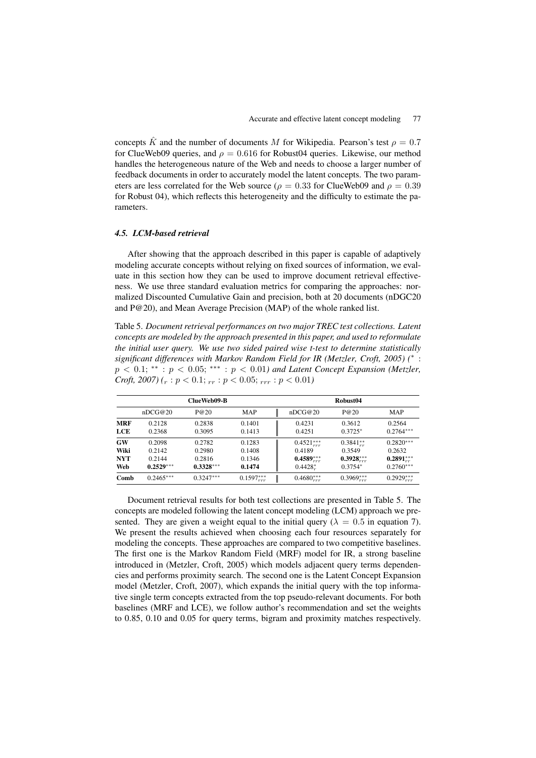concepts $\hat{K}$ and the number of documents $M$ for Wikipedia. Pearson's test $\rho = 0.7$ for ClueWeb09 queries, and $\rho = 0.616$ for Robust04 queries. Likewise, our method handles the heterogeneous nature of the Web and needs to choose a larger number of feedback documents in order to accurately model the latent concepts. The two parameters are less correlated for the Web source ($\rho = 0.33$ for ClueWeb09 and $\rho = 0.39$ for Robust 04), which reflects this heterogeneity and the difficulty to estimate the parameters.

### *4.5. LCM-based retrieval*

After showing that the approach described in this paper is capable of adaptively modeling accurate concepts without relying on fixed sources of information, we evaluate in this section how they can be used to improve document retrieval effectiveness. We use three standard evaluation metrics for comparing the approaches: normalized Discounted Cumulative Gain and precision, both at 20 documents (nDGC20 and P@20), and Mean Average Precision (MAP) of the whole ranked list.

Table 5. *Document retrieval performances on two major TREC test collections. Latent concepts are modeled by the approach presented in this paper, and used to reformulate the initial user query. We use two sided paired wise t-test to determine statistically significant differences with Markov Random Field for IR (Metzler, Croft, 2005) ($^{*}$ : $p < 0.1$; $^{**}$ : $p < 0.05$; $^{***}$ : $p < 0.01$) and Latent Concept Expansion (Metzler, Croft, 2007) ($_{r}$ : $p < 0.1$; $_{rr}$ : $p < 0.05$; $_{rrr}$ : $p < 0.01$)*

| | ClueWeb09-B | | | Robust04 | | |
|---|---|---|---|---|---|---|
| | nDCG@20 | P@20 | MAP | nDCG@20 | P@20 | MAP |
| **MRF** | 0.2128 | 0.2838 | 0.1401 | 0.4231 | 0.3612 | 0.2564 |
| **LCE** | 0.2368 | 0.3095 | 0.1413 | 0.4251 | $0.3725^{*}$ | $0.2764^{***}$ |
| **GW** | 0.2098 | 0.2782 | 0.1283 | $0.4521^{***}_{rrr}$ | $0.3841^{**}_{rr}$ | $0.2820^{***}$ |
| **Wiki** | 0.2142 | 0.2980 | 0.1408 | 0.4189 | 0.3549 | 0.2632 |
| **NYT** | 0.2144 | 0.2816 | 0.1346 | $\mathbf{0.4589}^{***}_{rrr}$ | $\mathbf{0.3928}^{***}_{rrr}$ | $\mathbf{0.2891}^{***}_{rr}$ |
| **Web** | $\mathbf{0.2529}^{***}$ | $\mathbf{0.3328}^{***}$ | **0.1474** | $0.4428^{*}_{r}$ | $0.3754^{*}$ | $0.2760^{***}$ |
| **Comb** | $0.2465^{***}$ | $0.3247^{***}$ | $0.1597^{***}_{rrr}$ | $0.4680^{***}_{rrr}$ | $0.3969^{***}_{rrr}$ | $0.2929^{***}_{rrr}$ |

Document retrieval results for both test collections are presented in Table 5. The concepts are modeled following the latent concept modeling (LCM) approach we presented. They are given a weight equal to the initial query ($\lambda = 0.5$ in equation 7). We present the results achieved when choosing each four resources separately for modeling the concepts. These approaches are compared to two competitive baselines. The first one is the Markov Random Field (MRF) model for IR, a strong baseline introduced in (Metzler, Croft, 2005) which models adjacent query terms dependencies and performs proximity search. The second one is the Latent Concept Expansion model (Metzler, Croft, 2007), which expands the initial query with the top informative single term concepts extracted from the top pseudo-relevant documents. For both baselines (MRF and LCE), we follow author's recommendation and set the weights to 0.85, 0.10 and 0.05 for query terms, bigram and proximity matches respectively.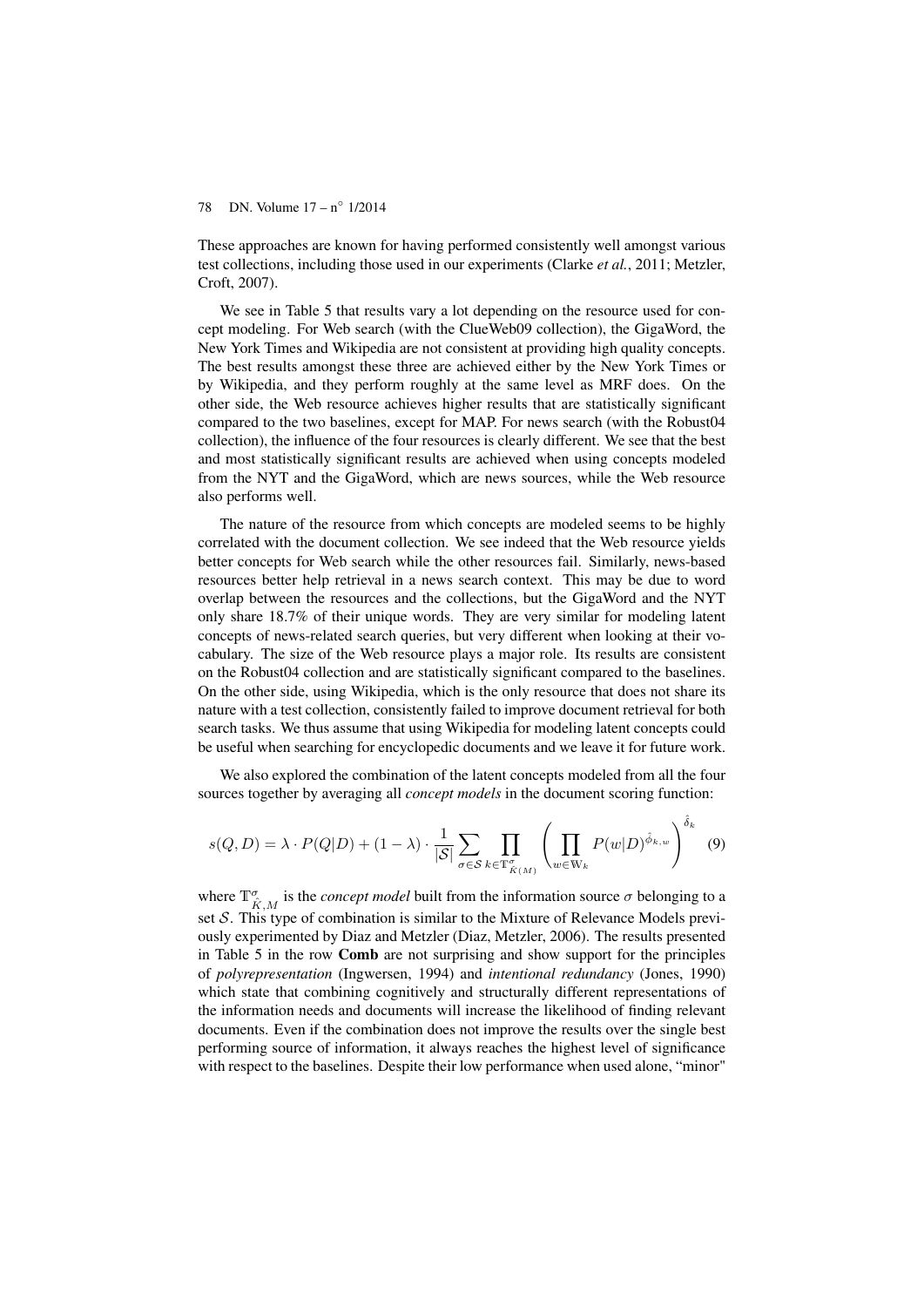These approaches are known for having performed consistently well amongst various test collections, including those used in our experiments (Clarke *et al.*, 2011; Metzler, Croft, 2007).

We see in Table 5 that results vary a lot depending on the resource used for concept modeling. For Web search (with the ClueWeb09 collection), the GigaWord, the New York Times and Wikipedia are not consistent at providing high quality concepts. The best results amongst these three are achieved either by the New York Times or by Wikipedia, and they perform roughly at the same level as MRF does. On the other side, the Web resource achieves higher results that are statistically significant compared to the two baselines, except for MAP. For news search (with the Robust04 collection), the influence of the four resources is clearly different. We see that the best and most statistically significant results are achieved when using concepts modeled from the NYT and the GigaWord, which are news sources, while the Web resource also performs well.

The nature of the resource from which concepts are modeled seems to be highly correlated with the document collection. We see indeed that the Web resource yields better concepts for Web search while the other resources fail. Similarly, news-based resources better help retrieval in a news search context. This may be due to word overlap between the resources and the collections, but the GigaWord and the NYT only share 18.7% of their unique words. They are very similar for modeling latent concepts of news-related search queries, but very different when looking at their vocabulary. The size of the Web resource plays a major role. Its results are consistent on the Robust04 collection and are statistically significant compared to the baselines. On the other side, using Wikipedia, which is the only resource that does not share its nature with a test collection, consistently failed to improve document retrieval for both search tasks. We thus assume that using Wikipedia for modeling latent concepts could be useful when searching for encyclopedic documents and we leave it for future work.

We also explored the combination of the latent concepts modeled from all the four sources together by averaging all *concept models* in the document scoring function:

$$s(Q, D) = \lambda \cdot P(Q|D) + (1 - \lambda) \cdot \frac{1}{|\mathcal{S}|} \sum_{\sigma \in \mathcal{S}} \prod_{k \in \mathbb{T}^{\sigma}_{\hat{K}(M)}} \left( \prod_{w \in \mathbb{W}_k} P(w|D)^{\hat{\phi}_{k,w}} \right)^{\hat{\delta}_k} \quad (9)$$

where $\mathbb{T}^{\sigma}_{\hat{K},M}$ is the *concept model* built from the information source $\sigma$ belonging to a set $\mathcal{S}$. This type of combination is similar to the Mixture of Relevance Models previously experimented by Diaz and Metzler (Diaz, Metzler, 2006). The results presented in Table 5 in the row **Comb** are not surprising and show support for the principles of *polyrepresentation* (Ingwersen, 1994) and *intentional redundancy* (Jones, 1990) which state that combining cognitively and structurally different representations of the information needs and documents will increase the likelihood of finding relevant documents. Even if the combination does not improve the results over the single best performing source of information, it always reaches the highest level of significance with respect to the baselines. Despite their low performance when used alone, “minor"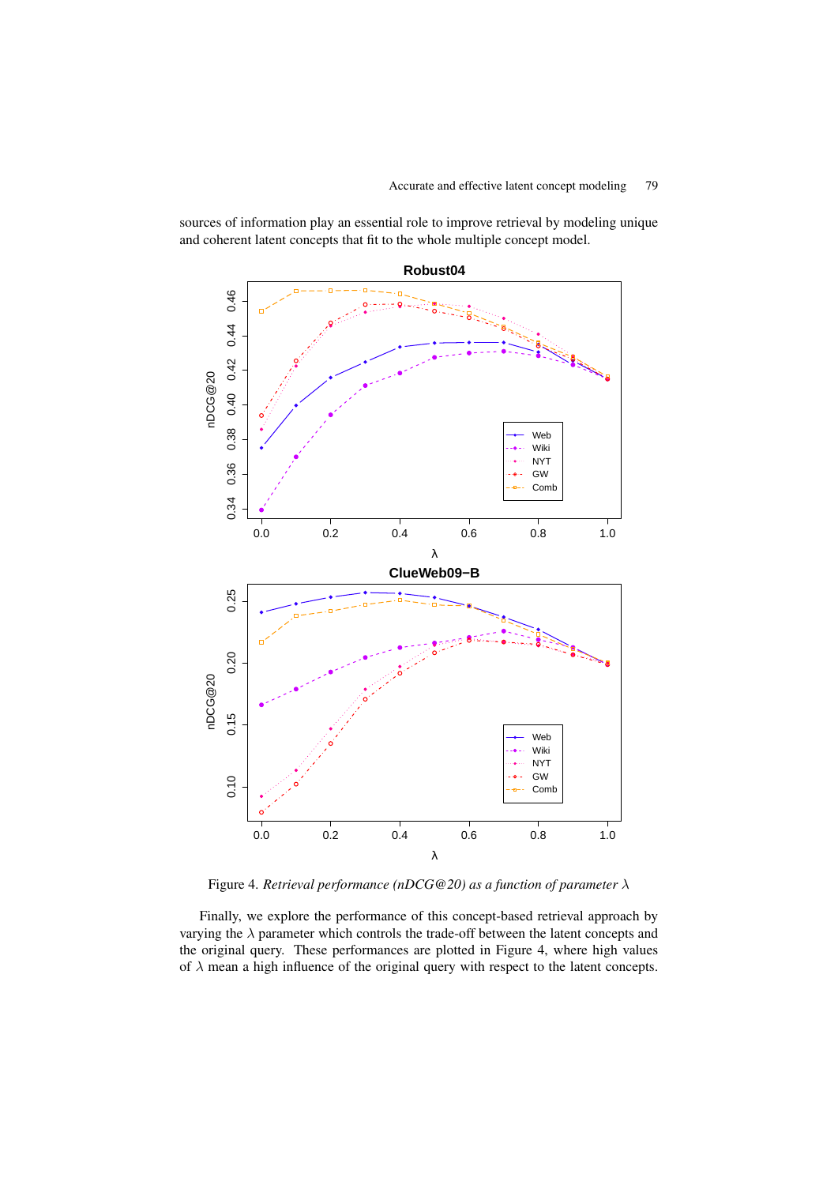sources of information play an essential role to improve retrieval by modeling unique and coherent latent concepts that fit to the whole multiple concept model.

Figure 4. *Retrieval performance (nDCG@20) as a function of parameter* $\lambda$

Finally, we explore the performance of this concept-based retrieval approach by varying the $\lambda$ parameter which controls the trade-off between the latent concepts and the original query. These performances are plotted in Figure 4, where high values of $\lambda$ mean a high influence of the original query with respect to the latent concepts.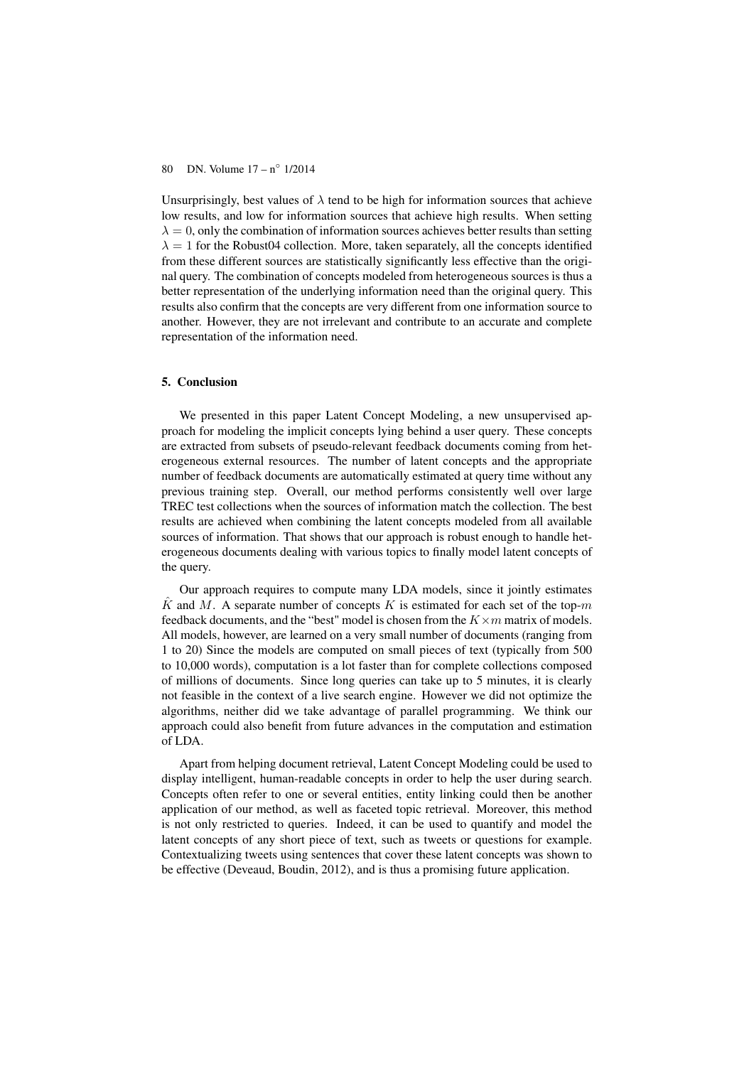Unsurprisingly, best values of $\lambda$ tend to be high for information sources that achieve low results, and low for information sources that achieve high results. When setting $\lambda = 0$, only the combination of information sources achieves better results than setting $\lambda = 1$ for the Robust04 collection. More, taken separately, all the concepts identified from these different sources are statistically significantly less effective than the original query. The combination of concepts modeled from heterogeneous sources is thus a better representation of the underlying information need than the original query. This results also confirm that the concepts are very different from one information source to another. However, they are not irrelevant and contribute to an accurate and complete representation of the information need.

## 5. Conclusion

We presented in this paper Latent Concept Modeling, a new unsupervised approach for modeling the implicit concepts lying behind a user query. These concepts are extracted from subsets of pseudo-relevant feedback documents coming from heterogeneous external resources. The number of latent concepts and the appropriate number of feedback documents are automatically estimated at query time without any previous training step. Overall, our method performs consistently well over large TREC test collections when the sources of information match the collection. The best results are achieved when combining the latent concepts modeled from all available sources of information. That shows that our approach is robust enough to handle heterogeneous documents dealing with various topics to finally model latent concepts of the query.

Our approach requires to compute many LDA models, since it jointly estimates $\hat{K}$ and $M$. A separate number of concepts $K$ is estimated for each set of the top-$m$ feedback documents, and the "best" model is chosen from the $K \times m$ matrix of models. All models, however, are learned on a very small number of documents (ranging from 1 to 20) Since the models are computed on small pieces of text (typically from 500 to 10,000 words), computation is a lot faster than for complete collections composed of millions of documents. Since long queries can take up to 5 minutes, it is clearly not feasible in the context of a live search engine. However we did not optimize the algorithms, neither did we take advantage of parallel programming. We think our approach could also benefit from future advances in the computation and estimation of LDA.

Apart from helping document retrieval, Latent Concept Modeling could be used to display intelligent, human-readable concepts in order to help the user during search. Concepts often refer to one or several entities, entity linking could then be another application of our method, as well as faceted topic retrieval. Moreover, this method is not only restricted to queries. Indeed, it can be used to quantify and model the latent concepts of any short piece of text, such as tweets or questions for example. Contextualizing tweets using sentences that cover these latent concepts was shown to be effective (Deveaud, Boudin, 2012), and is thus a promising future application.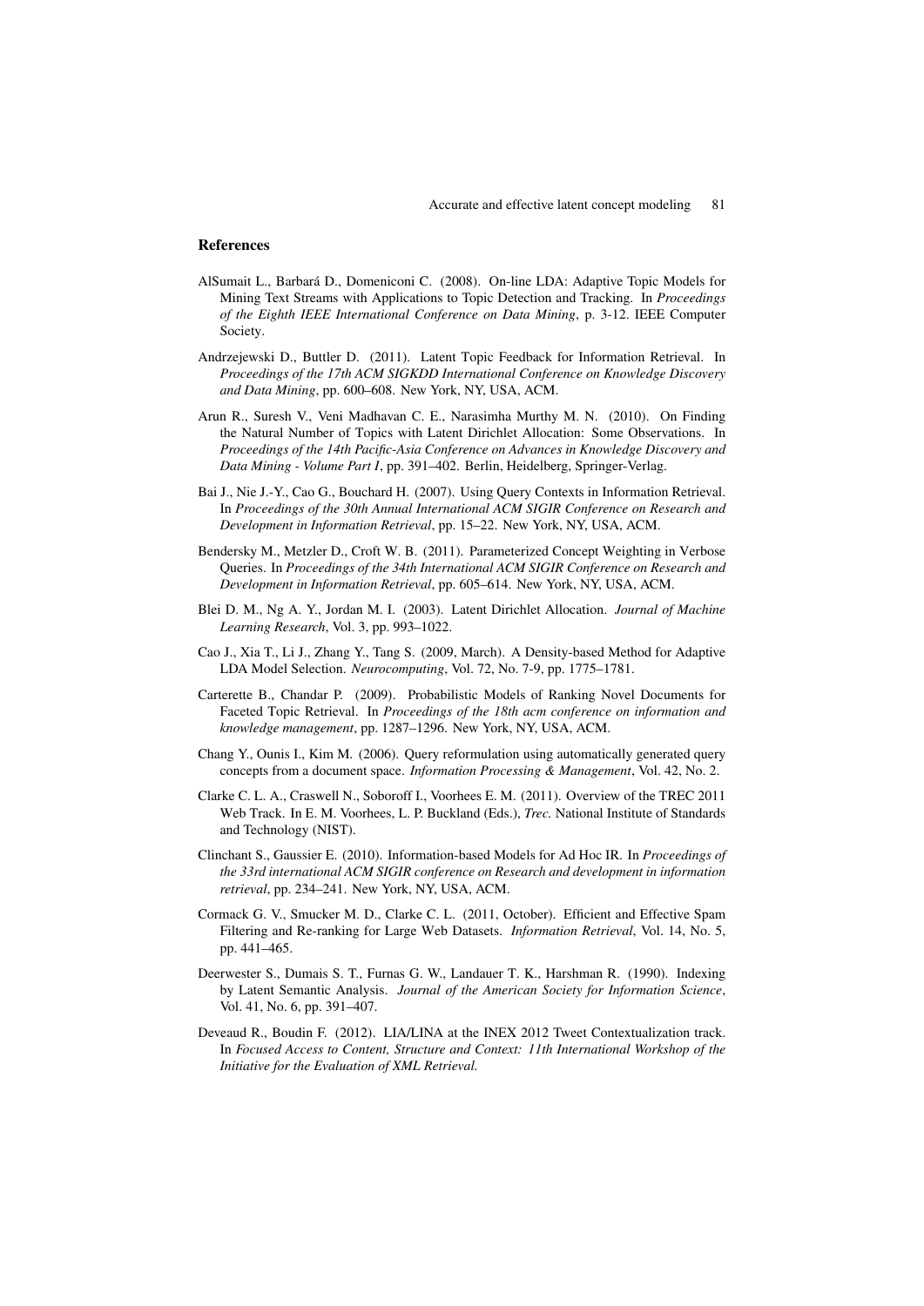## References

AlSumait L., Barbará D., Domeniconi C. (2008). On-line LDA: Adaptive Topic Models for Mining Text Streams with Applications to Topic Detection and Tracking. In *Proceedings of the Eighth IEEE International Conference on Data Mining*, p. 3-12. IEEE Computer Society.

Andrzejewski D., Buttler D. (2011). Latent Topic Feedback for Information Retrieval. In *Proceedings of the 17th ACM SIGKDD International Conference on Knowledge Discovery and Data Mining*, pp. 600–608. New York, NY, USA, ACM.

Arun R., Suresh V., Veni Madhavan C. E., Narasimha Murthy M. N. (2010). On Finding the Natural Number of Topics with Latent Dirichlet Allocation: Some Observations. In *Proceedings of the 14th Pacific-Asia Conference on Advances in Knowledge Discovery and Data Mining - Volume Part I*, pp. 391–402. Berlin, Heidelberg, Springer-Verlag.

Bai J., Nie J.-Y., Cao G., Bouchard H. (2007). Using Query Contexts in Information Retrieval. In *Proceedings of the 30th Annual International ACM SIGIR Conference on Research and Development in Information Retrieval*, pp. 15–22. New York, NY, USA, ACM.

Bendersky M., Metzler D., Croft W. B. (2011). Parameterized Concept Weighting in Verbose Queries. In *Proceedings of the 34th International ACM SIGIR Conference on Research and Development in Information Retrieval*, pp. 605–614. New York, NY, USA, ACM.

Blei D. M., Ng A. Y., Jordan M. I. (2003). Latent Dirichlet Allocation. *Journal of Machine Learning Research*, Vol. 3, pp. 993–1022.

Cao J., Xia T., Li J., Zhang Y., Tang S. (2009, March). A Density-based Method for Adaptive LDA Model Selection. *Neurocomputing*, Vol. 72, No. 7-9, pp. 1775–1781.

Carterette B., Chandar P. (2009). Probabilistic Models of Ranking Novel Documents for Faceted Topic Retrieval. In *Proceedings of the 18th acm conference on information and knowledge management*, pp. 1287–1296. New York, NY, USA, ACM.

Chang Y., Ounis I., Kim M. (2006). Query reformulation using automatically generated query concepts from a document space. *Information Processing & Management*, Vol. 42, No. 2.

Clarke C. L. A., Craswell N., Soboroff I., Voorhees E. M. (2011). Overview of the TREC 2011 Web Track. In E. M. Voorhees, L. P. Buckland (Eds.), *Trec*. National Institute of Standards and Technology (NIST).

Clinchant S., Gaussier E. (2010). Information-based Models for Ad Hoc IR. In *Proceedings of the 33rd international ACM SIGIR conference on Research and development in information retrieval*, pp. 234–241. New York, NY, USA, ACM.

Cormack G. V., Smucker M. D., Clarke C. L. (2011, October). Efficient and Effective Spam Filtering and Re-ranking for Large Web Datasets. *Information Retrieval*, Vol. 14, No. 5, pp. 441–465.

Deerwester S., Dumais S. T., Furnas G. W., Landauer T. K., Harshman R. (1990). Indexing by Latent Semantic Analysis. *Journal of the American Society for Information Science*, Vol. 41, No. 6, pp. 391–407.

Deveaud R., Boudin F. (2012). LIA/LINA at the INEX 2012 Tweet Contextualization track. In *Focused Access to Content, Structure and Context: 11th International Workshop of the Initiative for the Evaluation of XML Retrieval.*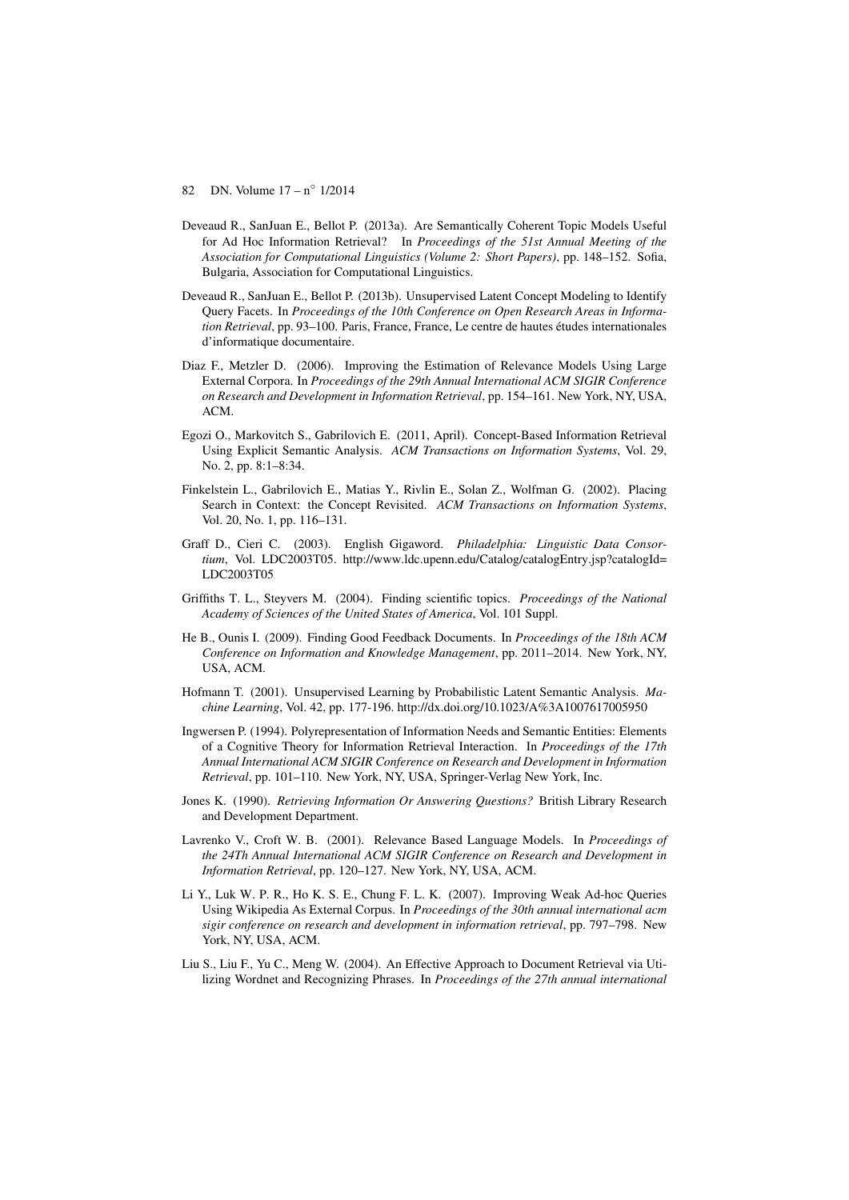Deveaud R., SanJuan E., Bellot P. (2013a). Are Semantically Coherent Topic Models Useful for Ad Hoc Information Retrieval? In *Proceedings of the 51st Annual Meeting of the Association for Computational Linguistics (Volume 2: Short Papers)*, pp. 148–152. Sofia, Bulgaria, Association for Computational Linguistics.

Deveaud R., SanJuan E., Bellot P. (2013b). Unsupervised Latent Concept Modeling to Identify Query Facets. In *Proceedings of the 10th Conference on Open Research Areas in Information Retrieval*, pp. 93–100. Paris, France, France, Le centre de hautes études internationales d'informatique documentaire.

Diaz F., Metzler D. (2006). Improving the Estimation of Relevance Models Using Large External Corpora. In *Proceedings of the 29th Annual International ACM SIGIR Conference on Research and Development in Information Retrieval*, pp. 154–161. New York, NY, USA, ACM.

Egozi O., Markovitch S., Gabrilovich E. (2011, April). Concept-Based Information Retrieval Using Explicit Semantic Analysis. *ACM Transactions on Information Systems*, Vol. 29, No. 2, pp. 8:1–8:34.

Finkelstein L., Gabrilovich E., Matias Y., Rivlin E., Solan Z., Wolfman G. (2002). Placing Search in Context: the Concept Revisited. *ACM Transactions on Information Systems*, Vol. 20, No. 1, pp. 116–131.

Graff D., Cieri C. (2003). English Gigaword. *Philadelphia: Linguistic Data Consortium*, Vol. LDC2003T05. http://www.ldc.upenn.edu/Catalog/catalogEntry.jsp?catalogId=LDC2003T05

Griffiths T. L., Steyvers M. (2004). Finding scientific topics. *Proceedings of the National Academy of Sciences of the United States of America*, Vol. 101 Suppl.

He B., Ounis I. (2009). Finding Good Feedback Documents. In *Proceedings of the 18th ACM Conference on Information and Knowledge Management*, pp. 2011–2014. New York, NY, USA, ACM.

Hofmann T. (2001). Unsupervised Learning by Probabilistic Latent Semantic Analysis. *Machine Learning*, Vol. 42, pp. 177-196. http://dx.doi.org/10.1023/A%3A1007617005950

Ingwersen P. (1994). Polyrepresentation of Information Needs and Semantic Entities: Elements of a Cognitive Theory for Information Retrieval Interaction. In *Proceedings of the 17th Annual International ACM SIGIR Conference on Research and Development in Information Retrieval*, pp. 101–110. New York, NY, USA, Springer-Verlag New York, Inc.

Jones K. (1990). *Retrieving Information Or Answering Questions?* British Library Research and Development Department.

Lavrenko V., Croft W. B. (2001). Relevance Based Language Models. In *Proceedings of the 24Th Annual International ACM SIGIR Conference on Research and Development in Information Retrieval*, pp. 120–127. New York, NY, USA, ACM.

Li Y., Luk W. P. R., Ho K. S. E., Chung F. L. K. (2007). Improving Weak Ad-hoc Queries Using Wikipedia As External Corpus. In *Proceedings of the 30th annual international acm sigir conference on research and development in information retrieval*, pp. 797–798. New York, NY, USA, ACM.

Liu S., Liu F., Yu C., Meng W. (2004). An Effective Approach to Document Retrieval via Utilizing Wordnet and Recognizing Phrases. In *Proceedings of the 27th annual international*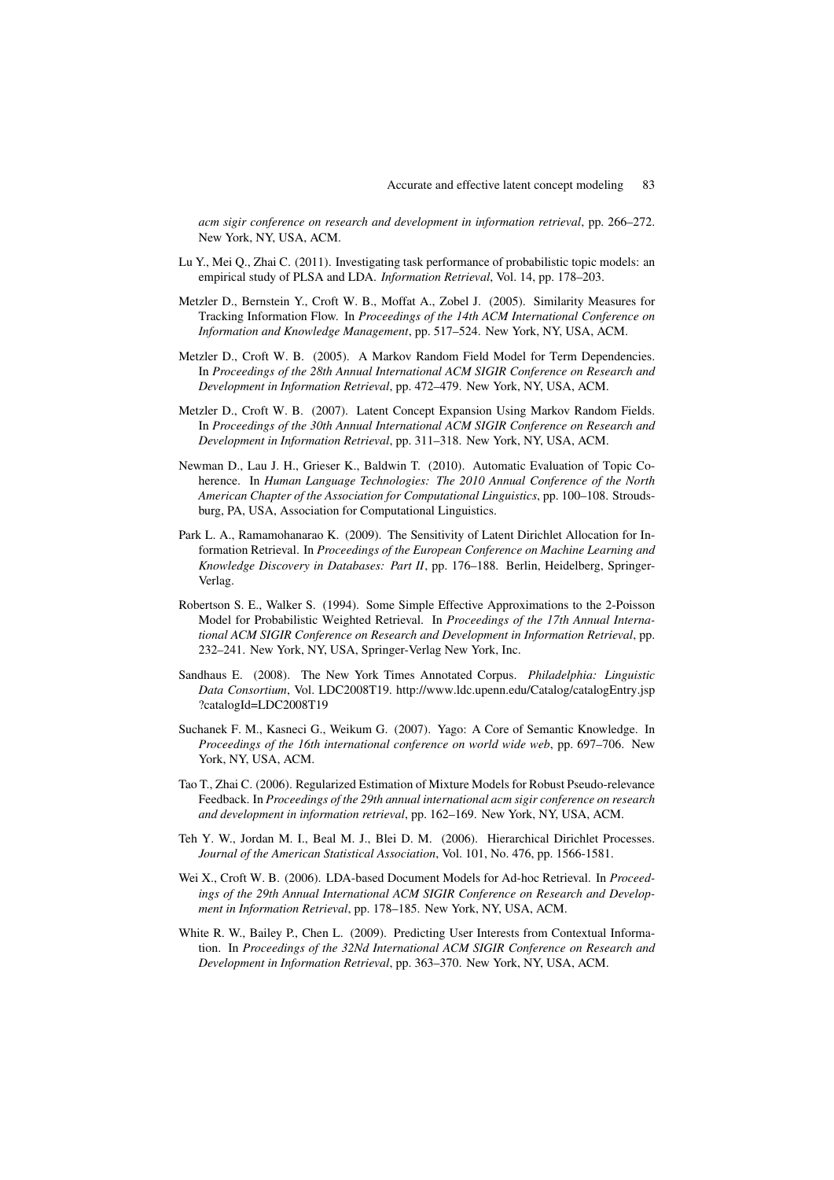*acm sigir conference on research and development in information retrieval*, pp. 266–272. New York, NY, USA, ACM.

Lu Y., Mei Q., Zhai C. (2011). Investigating task performance of probabilistic topic models: an empirical study of PLSA and LDA. *Information Retrieval*, Vol. 14, pp. 178–203.

Metzler D., Bernstein Y., Croft W. B., Moffat A., Zobel J. (2005). Similarity Measures for Tracking Information Flow. In *Proceedings of the 14th ACM International Conference on Information and Knowledge Management*, pp. 517–524. New York, NY, USA, ACM.

Metzler D., Croft W. B. (2005). A Markov Random Field Model for Term Dependencies. In *Proceedings of the 28th Annual International ACM SIGIR Conference on Research and Development in Information Retrieval*, pp. 472–479. New York, NY, USA, ACM.

Metzler D., Croft W. B. (2007). Latent Concept Expansion Using Markov Random Fields. In *Proceedings of the 30th Annual International ACM SIGIR Conference on Research and Development in Information Retrieval*, pp. 311–318. New York, NY, USA, ACM.

Newman D., Lau J. H., Grieser K., Baldwin T. (2010). Automatic Evaluation of Topic Coherence. In *Human Language Technologies: The 2010 Annual Conference of the North American Chapter of the Association for Computational Linguistics*, pp. 100–108. Stroudsburg, PA, USA, Association for Computational Linguistics.

Park L. A., Ramamohanarao K. (2009). The Sensitivity of Latent Dirichlet Allocation for Information Retrieval. In *Proceedings of the European Conference on Machine Learning and Knowledge Discovery in Databases: Part II*, pp. 176–188. Berlin, Heidelberg, Springer-Verlag.

Robertson S. E., Walker S. (1994). Some Simple Effective Approximations to the 2-Poisson Model for Probabilistic Weighted Retrieval. In *Proceedings of the 17th Annual International ACM SIGIR Conference on Research and Development in Information Retrieval*, pp. 232–241. New York, NY, USA, Springer-Verlag New York, Inc.

Sandhaus E. (2008). The New York Times Annotated Corpus. *Philadelphia: Linguistic Data Consortium*, Vol. LDC2008T19. http://www.ldc.upenn.edu/Catalog/catalogEntry.jsp?catalogId=LDC2008T19

Suchanek F. M., Kasneci G., Weikum G. (2007). Yago: A Core of Semantic Knowledge. In *Proceedings of the 16th international conference on world wide web*, pp. 697–706. New York, NY, USA, ACM.

Tao T., Zhai C. (2006). Regularized Estimation of Mixture Models for Robust Pseudo-relevance Feedback. In *Proceedings of the 29th annual international acm sigir conference on research and development in information retrieval*, pp. 162–169. New York, NY, USA, ACM.

Teh Y. W., Jordan M. I., Beal M. J., Blei D. M. (2006). Hierarchical Dirichlet Processes. *Journal of the American Statistical Association*, Vol. 101, No. 476, pp. 1566-1581.

Wei X., Croft W. B. (2006). LDA-based Document Models for Ad-hoc Retrieval. In *Proceedings of the 29th Annual International ACM SIGIR Conference on Research and Development in Information Retrieval*, pp. 178–185. New York, NY, USA, ACM.

White R. W., Bailey P., Chen L. (2009). Predicting User Interests from Contextual Information. In *Proceedings of the 32Nd International ACM SIGIR Conference on Research and Development in Information Retrieval*, pp. 363–370. New York, NY, USA, ACM.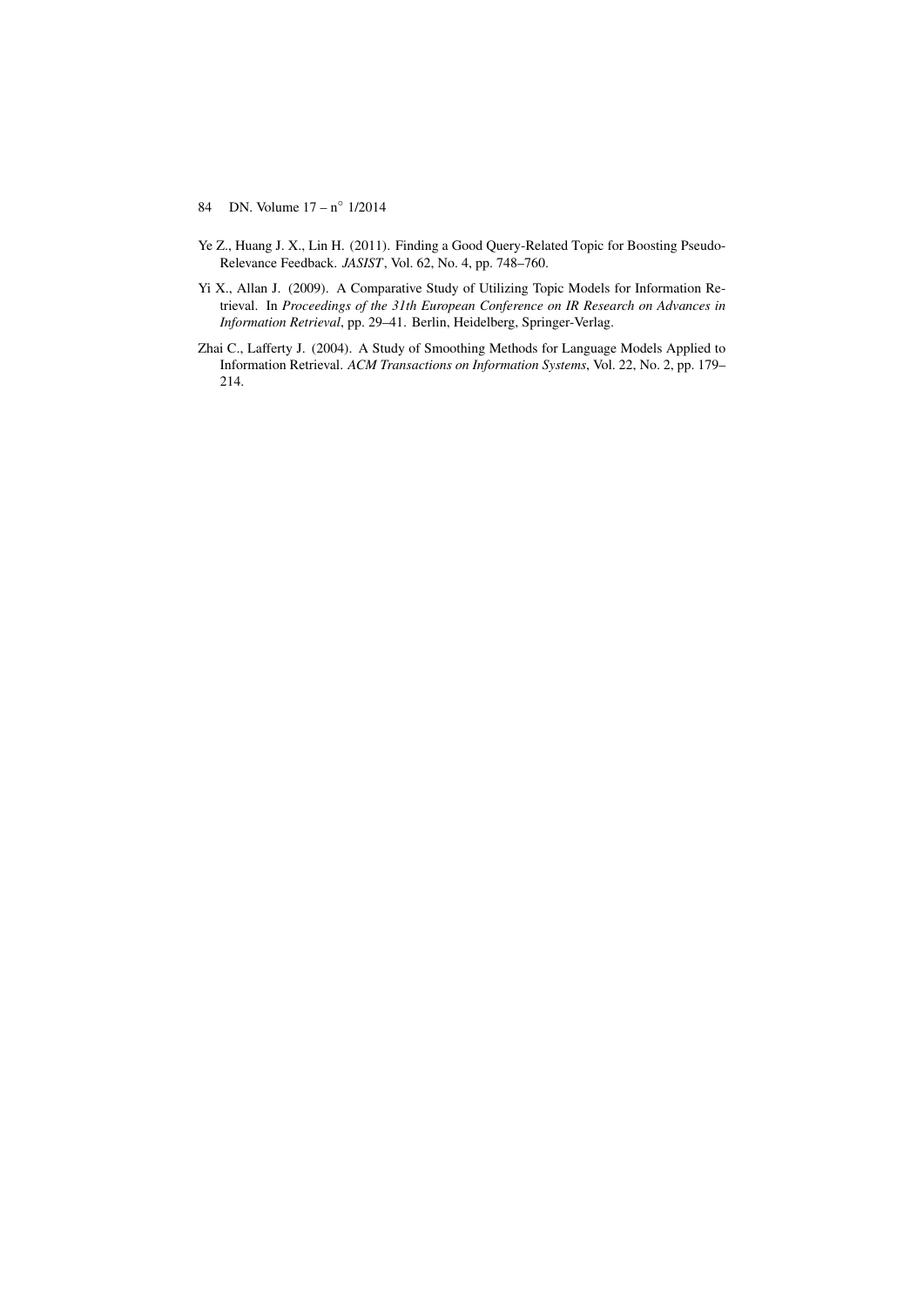Ye Z., Huang J. X., Lin H. (2011). Finding a Good Query-Related Topic for Boosting Pseudo-Relevance Feedback. *JASIST*, Vol. 62, No. 4, pp. 748–760.

Yi X., Allan J. (2009). A Comparative Study of Utilizing Topic Models for Information Retrieval. In *Proceedings of the 31th European Conference on IR Research on Advances in Information Retrieval*, pp. 29–41. Berlin, Heidelberg, Springer-Verlag.

Zhai C., Lafferty J. (2004). A Study of Smoothing Methods for Language Models Applied to Information Retrieval. *ACM Transactions on Information Systems*, Vol. 22, No. 2, pp. 179–214.